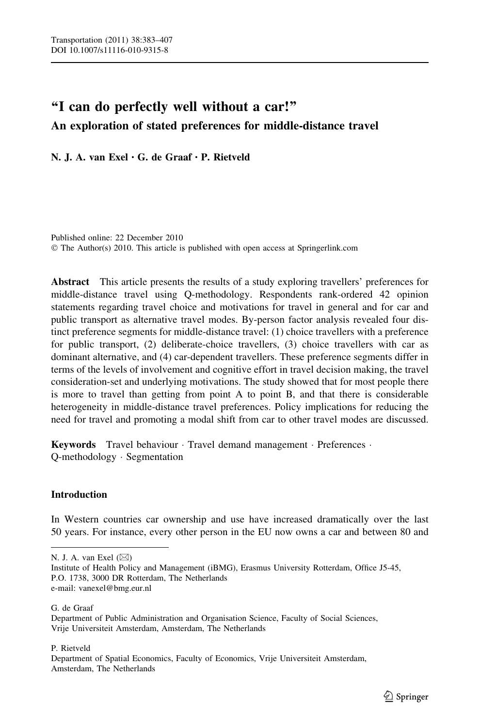# "I can do perfectly well without a car!"

## An exploration of stated preferences for middle-distance travel

**N. J. A. van Exel · G. de Graaf · P. Rietveld**

Published online: 22 December 2010
© The Author(s) 2010. This article is published with open access at Springerlink.com

**Abstract** This article presents the results of a study exploring travellers' preferences for middle-distance travel using Q-methodology. Respondents rank-ordered 42 opinion statements regarding travel choice and motivations for travel in general and for car and public transport as alternative travel modes. By-person factor analysis revealed four distinct preference segments for middle-distance travel: (1) choice travellers with a preference for public transport, (2) deliberate-choice travellers, (3) choice travellers with car as dominant alternative, and (4) car-dependent travellers. These preference segments differ in terms of the levels of involvement and cognitive effort in travel decision making, the travel consideration-set and underlying motivations. The study showed that for most people there is more to travel than getting from point A to point B, and that there is considerable heterogeneity in middle-distance travel preferences. Policy implications for reducing the need for travel and promoting a modal shift from car to other travel modes are discussed.

**Keywords** Travel behaviour · Travel demand management · Preferences · Q-methodology · Segmentation

### Introduction

In Western countries car ownership and use have increased dramatically over the last 50 years. For instance, every other person in the EU now owns a car and between 80 and

---

N. J. A. van Exel (✉)
Institute of Health Policy and Management (iBMG), Erasmus University Rotterdam, Office J5-45, P.O. 1738, 3000 DR Rotterdam, The Netherlands
e-mail: vanexel@bmg.eur.nl

G. de Graaf
Department of Public Administration and Organisation Science, Faculty of Social Sciences, Vrije Universiteit Amsterdam, Amsterdam, The Netherlands

P. Rietveld
Department of Spatial Economics, Faculty of Economics, Vrije Universiteit Amsterdam, Amsterdam, The Netherlands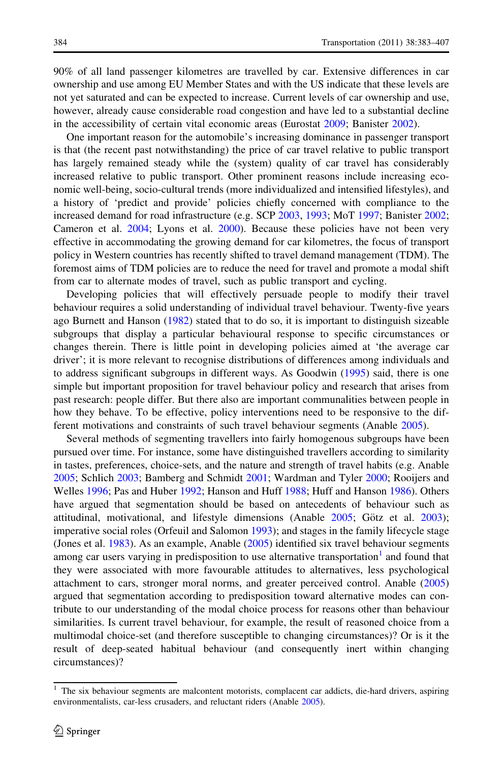90% of all land passenger kilometres are travelled by car. Extensive differences in car ownership and use among EU Member States and with the US indicate that these levels are not yet saturated and can be expected to increase. Current levels of car ownership and use, however, already cause considerable road congestion and have led to a substantial decline in the accessibility of certain vital economic areas (Eurostat 2009; Banister 2002).

One important reason for the automobile's increasing dominance in passenger transport is that (the recent past notwithstanding) the price of car travel relative to public transport has largely remained steady while the (system) quality of car travel has considerably increased relative to public transport. Other prominent reasons include increasing economic well-being, socio-cultural trends (more individualized and intensified lifestyles), and a history of 'predict and provide' policies chiefly concerned with compliance to the increased demand for road infrastructure (e.g. SCP 2003, 1993; MoT 1997; Banister 2002; Cameron et al. 2004; Lyons et al. 2000). Because these policies have not been very effective in accommodating the growing demand for car kilometres, the focus of transport policy in Western countries has recently shifted to travel demand management (TDM). The foremost aims of TDM policies are to reduce the need for travel and promote a modal shift from car to alternate modes of travel, such as public transport and cycling.

Developing policies that will effectively persuade people to modify their travel behaviour requires a solid understanding of individual travel behaviour. Twenty-five years ago Burnett and Hanson (1982) stated that to do so, it is important to distinguish sizeable subgroups that display a particular behavioural response to specific circumstances or changes therein. There is little point in developing policies aimed at 'the average car driver'; it is more relevant to recognise distributions of differences among individuals and to address significant subgroups in different ways. As Goodwin (1995) said, there is one simple but important proposition for travel behaviour policy and research that arises from past research: people differ. But there also are important communalities between people in how they behave. To be effective, policy interventions need to be responsive to the different motivations and constraints of such travel behaviour segments (Anable 2005).

Several methods of segmenting travellers into fairly homogenous subgroups have been pursued over time. For instance, some have distinguished travellers according to similarity in tastes, preferences, choice-sets, and the nature and strength of travel habits (e.g. Anable 2005; Schlich 2003; Bamberg and Schmidt 2001; Wardman and Tyler 2000; Rooijers and Welles 1996; Pas and Huber 1992; Hanson and Huff 1988; Huff and Hanson 1986). Others have argued that segmentation should be based on antecedents of behaviour such as attitudinal, motivational, and lifestyle dimensions (Anable 2005; Götz et al. 2003); imperative social roles (Orfeuil and Salomon 1993); and stages in the family lifecycle stage (Jones et al. 1983). As an example, Anable (2005) identified six travel behaviour segments among car users varying in predisposition to use alternative transportation[1] and found that they were associated with more favourable attitudes to alternatives, less psychological attachment to cars, stronger moral norms, and greater perceived control. Anable (2005) argued that segmentation according to predisposition toward alternative modes can contribute to our understanding of the modal choice process for reasons other than behaviour similarities. Is current travel behaviour, for example, the result of reasoned choice from a multimodal choice-set (and therefore susceptible to changing circumstances)? Or is it the result of deep-seated habitual behaviour (and consequently inert within changing circumstances)?

[1] The six behaviour segments are malcontent motorists, complacent car addicts, die-hard drivers, aspiring environmentalists, car-less crusaders, and reluctant riders (Anable 2005).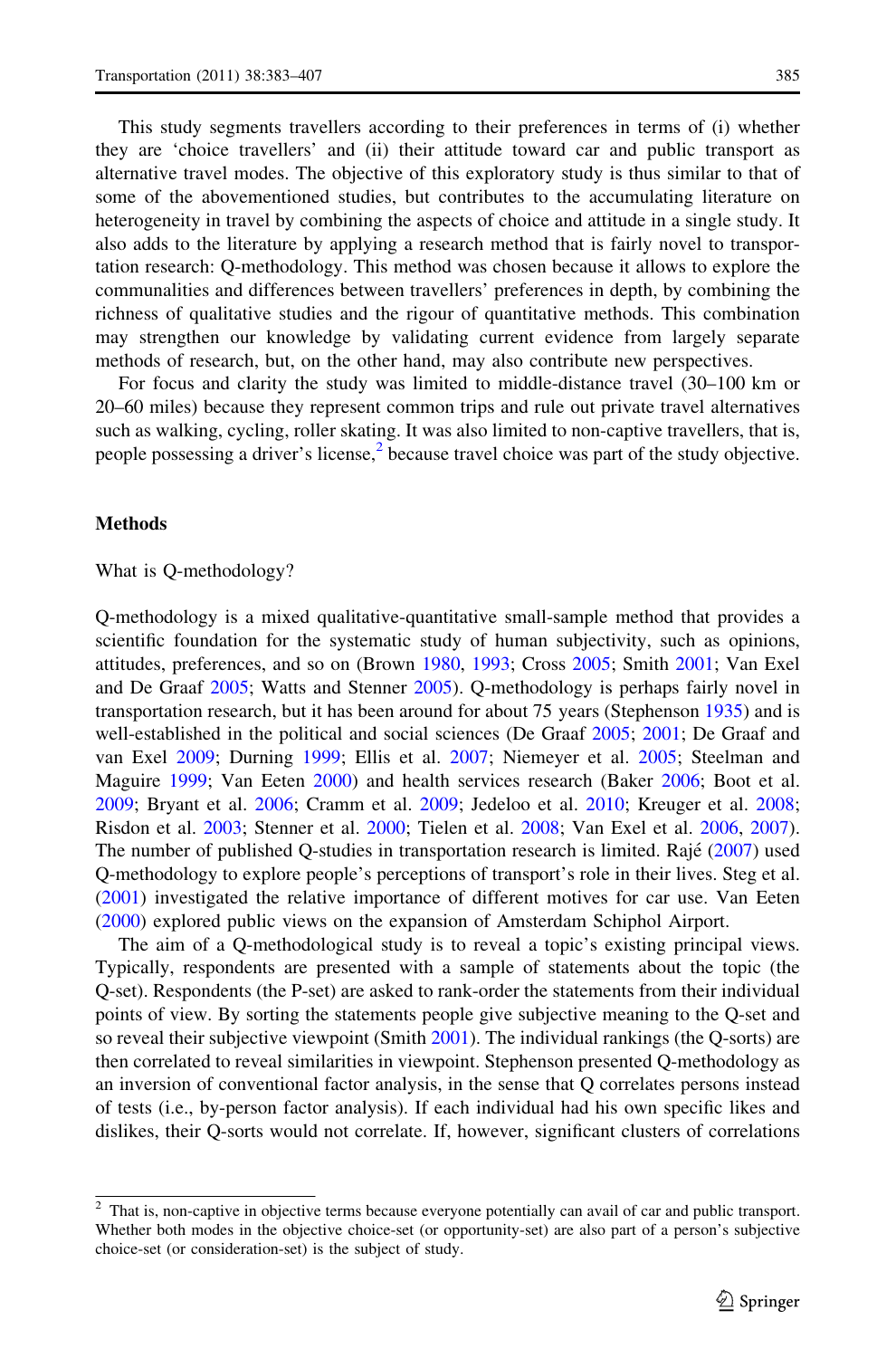This study segments travellers according to their preferences in terms of (i) whether they are 'choice travellers' and (ii) their attitude toward car and public transport as alternative travel modes. The objective of this exploratory study is thus similar to that of some of the abovementioned studies, but contributes to the accumulating literature on heterogeneity in travel by combining the aspects of choice and attitude in a single study. It also adds to the literature by applying a research method that is fairly novel to transportation research: Q-methodology. This method was chosen because it allows to explore the communalities and differences between travellers' preferences in depth, by combining the richness of qualitative studies and the rigour of quantitative methods. This combination may strengthen our knowledge by validating current evidence from largely separate methods of research, but, on the other hand, may also contribute new perspectives.

For focus and clarity the study was limited to middle-distance travel (30–100 km or 20–60 miles) because they represent common trips and rule out private travel alternatives such as walking, cycling, roller skating. It was also limited to non-captive travellers, that is, people possessing a driver's license,[2] because travel choice was part of the study objective.

## Methods

### What is Q-methodology?

Q-methodology is a mixed qualitative-quantitative small-sample method that provides a scientific foundation for the systematic study of human subjectivity, such as opinions, attitudes, preferences, and so on (Brown 1980, 1993; Cross 2005; Smith 2001; Van Exel and De Graaf 2005; Watts and Stenner 2005). Q-methodology is perhaps fairly novel in transportation research, but it has been around for about 75 years (Stephenson 1935) and is well-established in the political and social sciences (De Graaf 2005; 2001; De Graaf and van Exel 2009; Durning 1999; Ellis et al. 2007; Niemeyer et al. 2005; Steelman and Maguire 1999; Van Eeten 2000) and health services research (Baker 2006; Boot et al. 2009; Bryant et al. 2006; Cramm et al. 2009; Jedeloo et al. 2010; Kreuger et al. 2008; Risdon et al. 2003; Stenner et al. 2000; Tielen et al. 2008; Van Exel et al. 2006, 2007). The number of published Q-studies in transportation research is limited. Rajé (2007) used Q-methodology to explore people's perceptions of transport's role in their lives. Steg et al. (2001) investigated the relative importance of different motives for car use. Van Eeten (2000) explored public views on the expansion of Amsterdam Schiphol Airport.

The aim of a Q-methodological study is to reveal a topic's existing principal views. Typically, respondents are presented with a sample of statements about the topic (the Q-set). Respondents (the P-set) are asked to rank-order the statements from their individual points of view. By sorting the statements people give subjective meaning to the Q-set and so reveal their subjective viewpoint (Smith 2001). The individual rankings (the Q-sorts) are then correlated to reveal similarities in viewpoint. Stephenson presented Q-methodology as an inversion of conventional factor analysis, in the sense that Q correlates persons instead of tests (i.e., by-person factor analysis). If each individual had his own specific likes and dislikes, their Q-sorts would not correlate. If, however, significant clusters of correlations

[2] That is, non-captive in objective terms because everyone potentially can avail of car and public transport. Whether both modes in the objective choice-set (or opportunity-set) are also part of a person's subjective choice-set (or consideration-set) is the subject of study.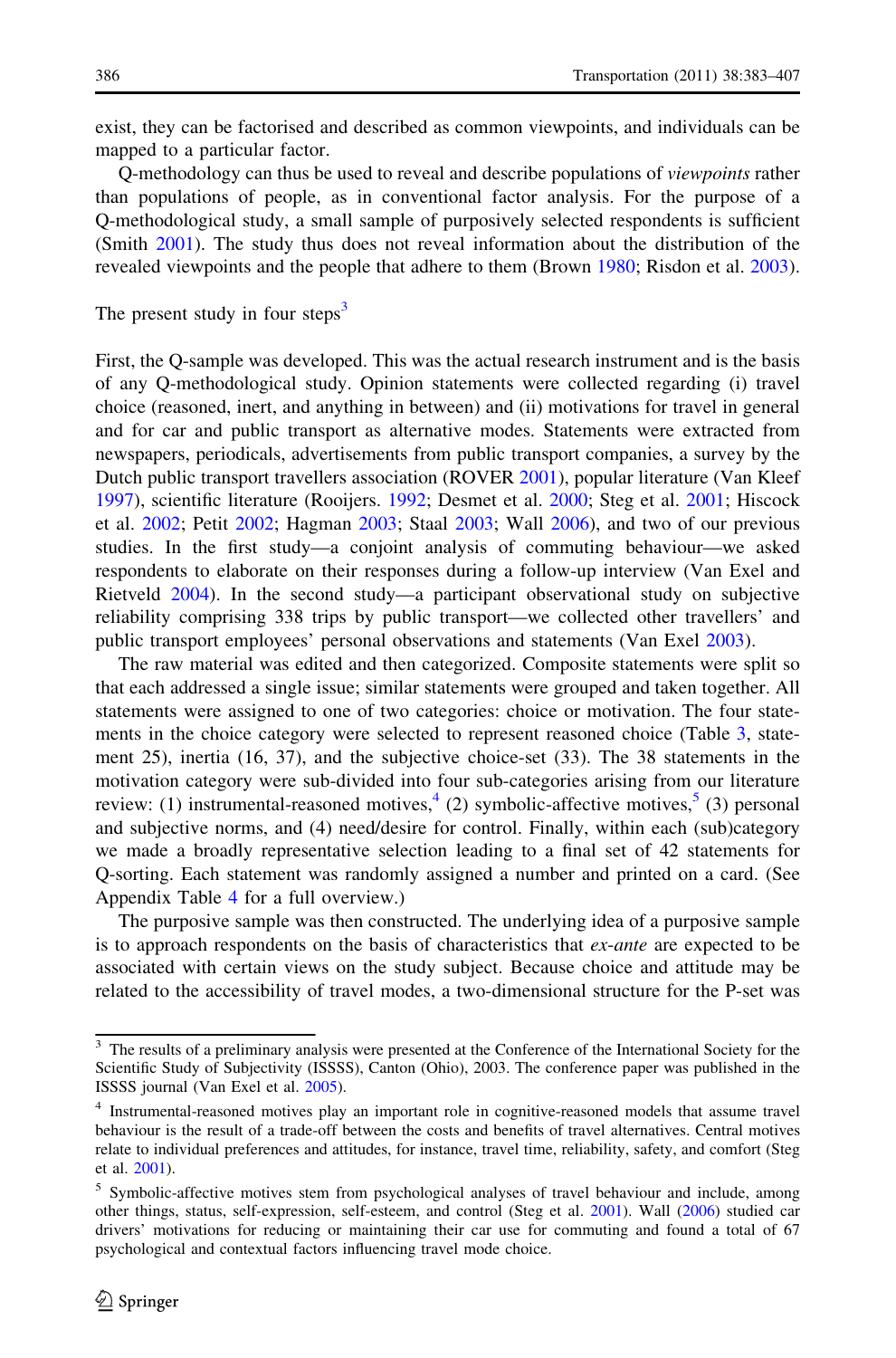exist, they can be factorised and described as common viewpoints, and individuals can be mapped to a particular factor.

Q-methodology can thus be used to reveal and describe populations of *viewpoints* rather than populations of people, as in conventional factor analysis. For the purpose of a Q-methodological study, a small sample of purposively selected respondents is sufficient (Smith 2001). The study thus does not reveal information about the distribution of the revealed viewpoints and the people that adhere to them (Brown 1980; Risdon et al. 2003).

## The present study in four steps[3]

First, the Q-sample was developed. This was the actual research instrument and is the basis of any Q-methodological study. Opinion statements were collected regarding (i) travel choice (reasoned, inert, and anything in between) and (ii) motivations for travel in general and for car and public transport as alternative modes. Statements were extracted from newspapers, periodicals, advertisements from public transport companies, a survey by the Dutch public transport travellers association (ROVER 2001), popular literature (Van Kleef 1997), scientific literature (Rooijers. 1992; Desmet et al. 2000; Steg et al. 2001; Hiscock et al. 2002; Petit 2002; Hagman 2003; Staal 2003; Wall 2006), and two of our previous studies. In the first study—a conjoint analysis of commuting behaviour—we asked respondents to elaborate on their responses during a follow-up interview (Van Exel and Rietveld 2004). In the second study—a participant observational study on subjective reliability comprising 338 trips by public transport—we collected other travellers' and public transport employees' personal observations and statements (Van Exel 2003).

The raw material was edited and then categorized. Composite statements were split so that each addressed a single issue; similar statements were grouped and taken together. All statements were assigned to one of two categories: choice or motivation. The four statements in the choice category were selected to represent reasoned choice (Table 3, statement 25), inertia (16, 37), and the subjective choice-set (33). The 38 statements in the motivation category were sub-divided into four sub-categories arising from our literature review: (1) instrumental-reasoned motives,[4] (2) symbolic-affective motives,[5] (3) personal and subjective norms, and (4) need/desire for control. Finally, within each (sub)category we made a broadly representative selection leading to a final set of 42 statements for Q-sorting. Each statement was randomly assigned a number and printed on a card. (See Appendix Table 4 for a full overview.)

The purposive sample was then constructed. The underlying idea of a purposive sample is to approach respondents on the basis of characteristics that *ex-ante* are expected to be associated with certain views on the study subject. Because choice and attitude may be related to the accessibility of travel modes, a two-dimensional structure for the P-set was

[3] The results of a preliminary analysis were presented at the Conference of the International Society for the Scientific Study of Subjectivity (ISSSS), Canton (Ohio), 2003. The conference paper was published in the ISSSS journal (Van Exel et al. 2005).

[4] Instrumental-reasoned motives play an important role in cognitive-reasoned models that assume travel behaviour is the result of a trade-off between the costs and benefits of travel alternatives. Central motives relate to individual preferences and attitudes, for instance, travel time, reliability, safety, and comfort (Steg et al. 2001).

[5] Symbolic-affective motives stem from psychological analyses of travel behaviour and include, among other things, status, self-expression, self-esteem, and control (Steg et al. 2001). Wall (2006) studied car drivers' motivations for reducing or maintaining their car use for commuting and found a total of 67 psychological and contextual factors influencing travel mode choice.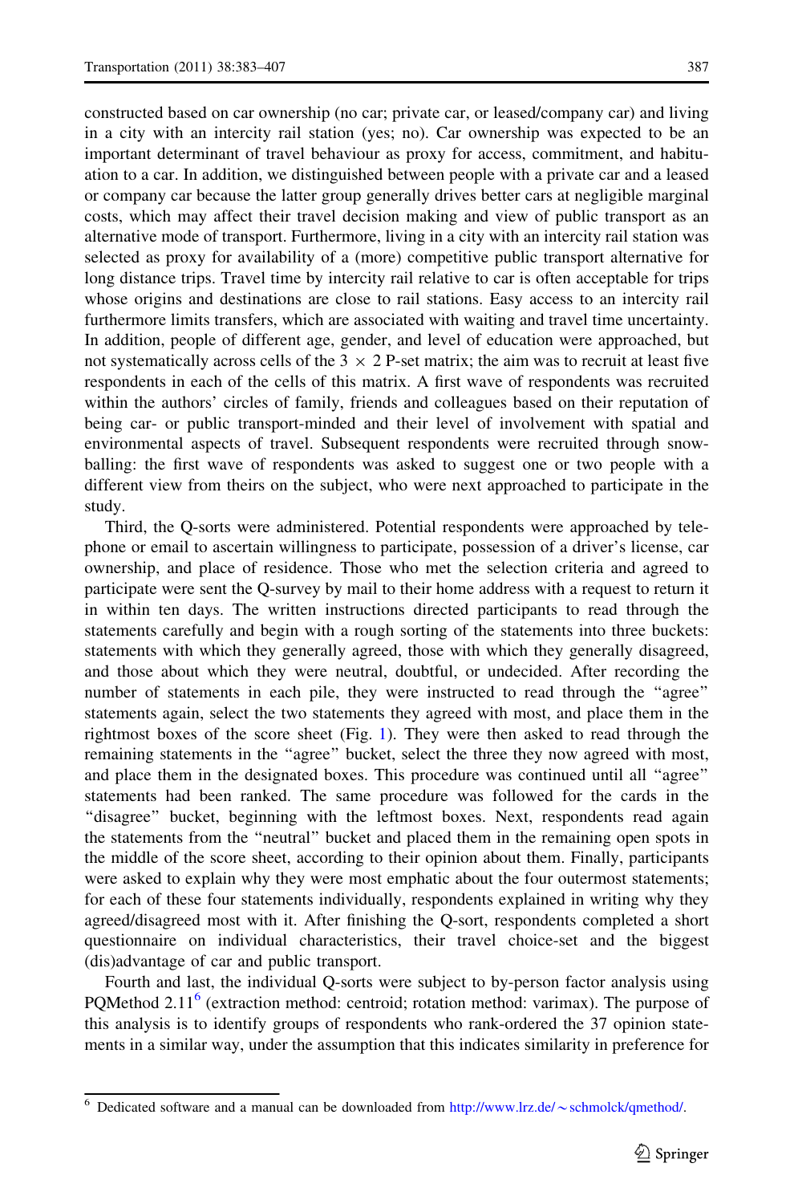constructed based on car ownership (no car; private car, or leased/company car) and living in a city with an intercity rail station (yes; no). Car ownership was expected to be an important determinant of travel behaviour as proxy for access, commitment, and habituation to a car. In addition, we distinguished between people with a private car and a leased or company car because the latter group generally drives better cars at negligible marginal costs, which may affect their travel decision making and view of public transport as an alternative mode of transport. Furthermore, living in a city with an intercity rail station was selected as proxy for availability of a (more) competitive public transport alternative for long distance trips. Travel time by intercity rail relative to car is often acceptable for trips whose origins and destinations are close to rail stations. Easy access to an intercity rail furthermore limits transfers, which are associated with waiting and travel time uncertainty. In addition, people of different age, gender, and level of education were approached, but not systematically across cells of the $3 \times 2$ P-set matrix; the aim was to recruit at least five respondents in each of the cells of this matrix. A first wave of respondents was recruited within the authors' circles of family, friends and colleagues based on their reputation of being car- or public transport-minded and their level of involvement with spatial and environmental aspects of travel. Subsequent respondents were recruited through snowballing: the first wave of respondents was asked to suggest one or two people with a different view from theirs on the subject, who were next approached to participate in the study.

Third, the Q-sorts were administered. Potential respondents were approached by telephone or email to ascertain willingness to participate, possession of a driver's license, car ownership, and place of residence. Those who met the selection criteria and agreed to participate were sent the Q-survey by mail to their home address with a request to return it in within ten days. The written instructions directed participants to read through the statements carefully and begin with a rough sorting of the statements into three buckets: statements with which they generally agreed, those with which they generally disagreed, and those about which they were neutral, doubtful, or undecided. After recording the number of statements in each pile, they were instructed to read through the "agree" statements again, select the two statements they agreed with most, and place them in the rightmost boxes of the score sheet (Fig. 1). They were then asked to read through the remaining statements in the "agree" bucket, select the three they now agreed with most, and place them in the designated boxes. This procedure was continued until all "agree" statements had been ranked. The same procedure was followed for the cards in the "disagree" bucket, beginning with the leftmost boxes. Next, respondents read again the statements from the "neutral" bucket and placed them in the remaining open spots in the middle of the score sheet, according to their opinion about them. Finally, participants were asked to explain why they were most emphatic about the four outermost statements; for each of these four statements individually, respondents explained in writing why they agreed/disagreed most with it. After finishing the Q-sort, respondents completed a short questionnaire on individual characteristics, their travel choice-set and the biggest (dis)advantage of car and public transport.

Fourth and last, the individual Q-sorts were subject to by-person factor analysis using PQMethod 2.11[6] (extraction method: centroid; rotation method: varimax). The purpose of this analysis is to identify groups of respondents who rank-ordered the 37 opinion statements in a similar way, under the assumption that this indicates similarity in preference for

[6] Dedicated software and a manual can be downloaded from http://www.lrz.de/~schmolck/qmethod/.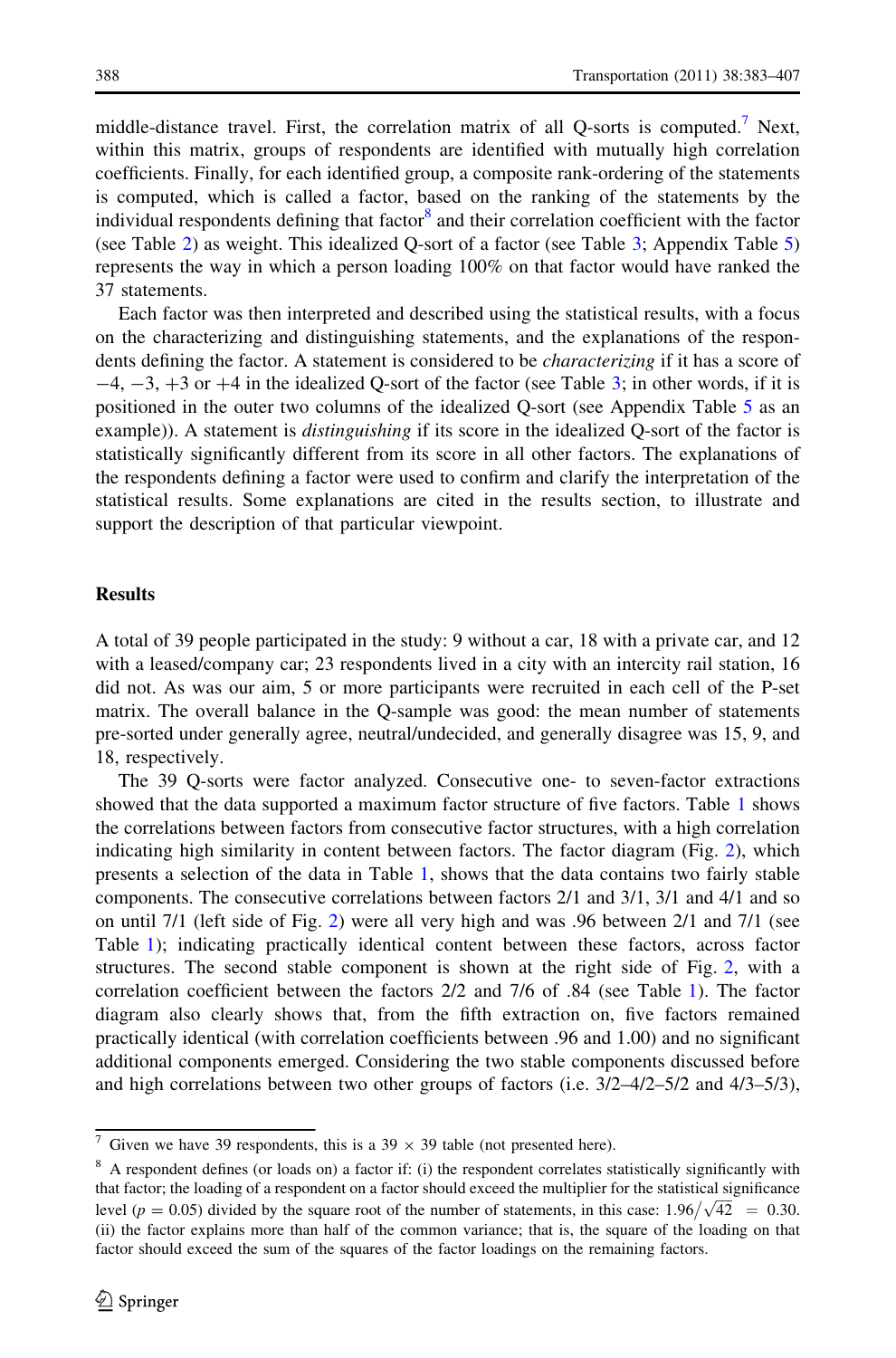middle-distance travel. First, the correlation matrix of all Q-sorts is computed.[7] Next, within this matrix, groups of respondents are identified with mutually high correlation coefficients. Finally, for each identified group, a composite rank-ordering of the statements is computed, which is called a factor, based on the ranking of the statements by the individual respondents defining that factor[8] and their correlation coefficient with the factor (see Table 2) as weight. This idealized Q-sort of a factor (see Table 3; Appendix Table 5) represents the way in which a person loading 100% on that factor would have ranked the 37 statements.

Each factor was then interpreted and described using the statistical results, with a focus on the characterizing and distinguishing statements, and the explanations of the respondents defining the factor. A statement is considered to be *characterizing* if it has a score of −4, −3, +3 or +4 in the idealized Q-sort of the factor (see Table 3; in other words, if it is positioned in the outer two columns of the idealized Q-sort (see Appendix Table 5 as an example)). A statement is *distinguishing* if its score in the idealized Q-sort of the factor is statistically significantly different from its score in all other factors. The explanations of the respondents defining a factor were used to confirm and clarify the interpretation of the statistical results. Some explanations are cited in the results section, to illustrate and support the description of that particular viewpoint.

## Results

A total of 39 people participated in the study: 9 without a car, 18 with a private car, and 12 with a leased/company car; 23 respondents lived in a city with an intercity rail station, 16 did not. As was our aim, 5 or more participants were recruited in each cell of the P-set matrix. The overall balance in the Q-sample was good: the mean number of statements pre-sorted under generally agree, neutral/undecided, and generally disagree was 15, 9, and 18, respectively.

The 39 Q-sorts were factor analyzed. Consecutive one- to seven-factor extractions showed that the data supported a maximum factor structure of five factors. Table 1 shows the correlations between factors from consecutive factor structures, with a high correlation indicating high similarity in content between factors. The factor diagram (Fig. 2), which presents a selection of the data in Table 1, shows that the data contains two fairly stable components. The consecutive correlations between factors 2/1 and 3/1, 3/1 and 4/1 and so on until 7/1 (left side of Fig. 2) were all very high and was .96 between 2/1 and 7/1 (see Table 1); indicating practically identical content between these factors, across factor structures. The second stable component is shown at the right side of Fig. 2, with a correlation coefficient between the factors 2/2 and 7/6 of .84 (see Table 1). The factor diagram also clearly shows that, from the fifth extraction on, five factors remained practically identical (with correlation coefficients between .96 and 1.00) and no significant additional components emerged. Considering the two stable components discussed before and high correlations between two other groups of factors (i.e. 3/2–4/2–5/2 and 4/3–5/3),

---

[7] Given we have 39 respondents, this is a 39 × 39 table (not presented here).

[8] A respondent defines (or loads on) a factor if: (i) the respondent correlates statistically significantly with that factor; the loading of a respondent on a factor should exceed the multiplier for the statistical significance level ($p = 0.05$) divided by the square root of the number of statements, in this case: $1.96/\sqrt{42} = 0.30$. (ii) the factor explains more than half of the common variance; that is, the square of the loading on that factor should exceed the sum of the squares of the factor loadings on the remaining factors.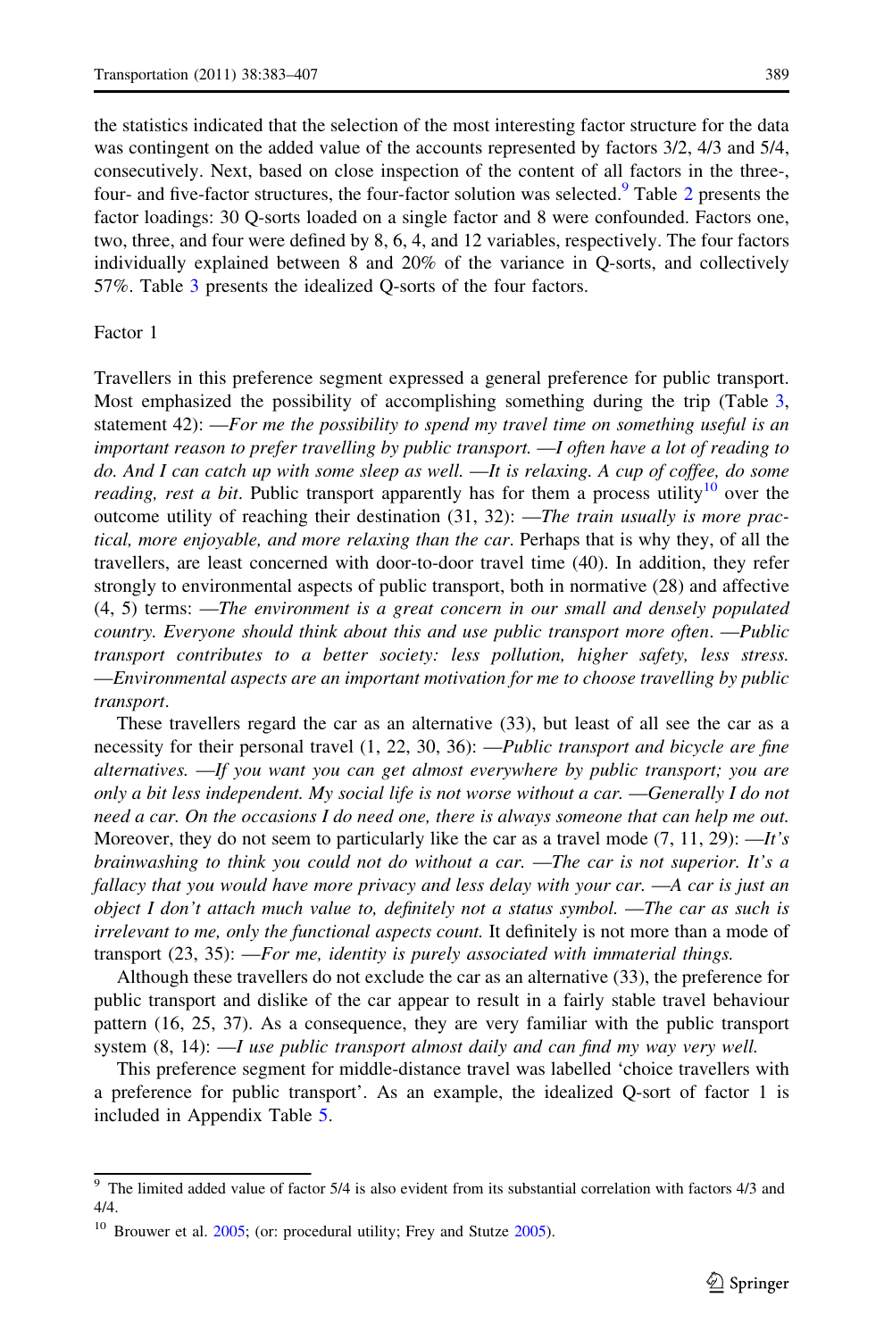the statistics indicated that the selection of the most interesting factor structure for the data was contingent on the added value of the accounts represented by factors 3/2, 4/3 and 5/4, consecutively. Next, based on close inspection of the content of all factors in the three-, four- and five-factor structures, the four-factor solution was selected.[9] Table 2 presents the factor loadings: 30 Q-sorts loaded on a single factor and 8 were confounded. Factors one, two, three, and four were defined by 8, 6, 4, and 12 variables, respectively. The four factors individually explained between 8 and 20% of the variance in Q-sorts, and collectively 57%. Table 3 presents the idealized Q-sorts of the four factors.

## Factor 1

Travellers in this preference segment expressed a general preference for public transport. Most emphasized the possibility of accomplishing something during the trip (Table 3, statement 42): —*For me the possibility to spend my travel time on something useful is an important reason to prefer travelling by public transport.* —*I often have a lot of reading to do. And I can catch up with some sleep as well.* —*It is relaxing. A cup of coffee, do some reading, rest a bit*. Public transport apparently has for them a process utility[10] over the outcome utility of reaching their destination (31, 32): —*The train usually is more practical, more enjoyable, and more relaxing than the car*. Perhaps that is why they, of all the travellers, are least concerned with door-to-door travel time (40). In addition, they refer strongly to environmental aspects of public transport, both in normative (28) and affective (4, 5) terms: —*The environment is a great concern in our small and densely populated country. Everyone should think about this and use public transport more often*. —*Public transport contributes to a better society: less pollution, higher safety, less stress.* —*Environmental aspects are an important motivation for me to choose travelling by public transport*.

These travellers regard the car as an alternative (33), but least of all see the car as a necessity for their personal travel (1, 22, 30, 36): —*Public transport and bicycle are fine alternatives.* —*If you want you can get almost everywhere by public transport; you are only a bit less independent. My social life is not worse without a car.* —*Generally I do not need a car. On the occasions I do need one, there is always someone that can help me out.* Moreover, they do not seem to particularly like the car as a travel mode (7, 11, 29): —*It's brainwashing to think you could not do without a car.* —*The car is not superior. It's a fallacy that you would have more privacy and less delay with your car.* —*A car is just an object I don't attach much value to, definitely not a status symbol.* —*The car as such is irrelevant to me, only the functional aspects count.* It definitely is not more than a mode of transport (23, 35): —*For me, identity is purely associated with immaterial things.*

Although these travellers do not exclude the car as an alternative (33), the preference for public transport and dislike of the car appear to result in a fairly stable travel behaviour pattern (16, 25, 37). As a consequence, they are very familiar with the public transport system (8, 14): —*I use public transport almost daily and can find my way very well.*

This preference segment for middle-distance travel was labelled 'choice travellers with a preference for public transport'. As an example, the idealized Q-sort of factor 1 is included in Appendix Table 5.

---

[9] The limited added value of factor 5/4 is also evident from its substantial correlation with factors 4/3 and 4/4.

[10] Brouwer et al. 2005; (or: procedural utility; Frey and Stutze 2005).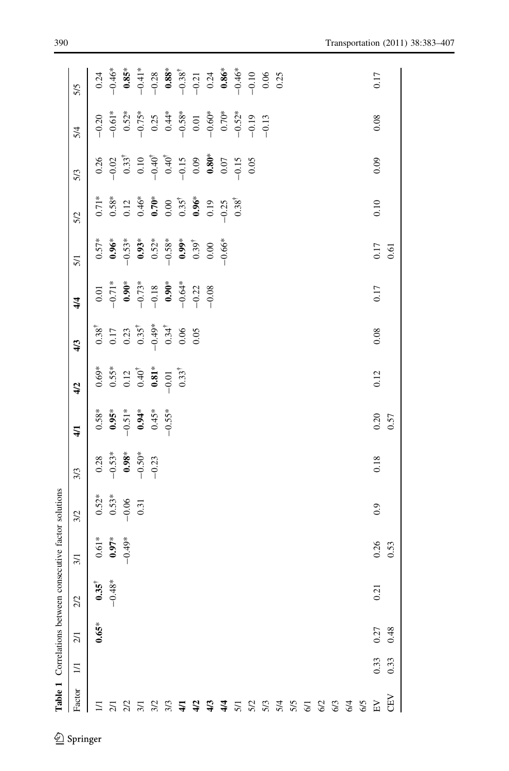**Table 1** Correlations between consecutive factor solutions

| Factor | 1/1 | 2/1 | 2/2 | 3/1 | 3/2 | 3/3 | **4/1** | **4/2** | **4/3** | **4/4** | 5/1 | 5/2 | 5/3 | 5/4 | 5/5 |
|---|---|---|---|---|---|---|---|---|---|---|---|---|---|---|---|
| 1/1 | | **0.65*** | **0.35†** | 0.61* | 0.52* | 0.28 | 0.58* | 0.69* | 0.38† | 0.01 | 0.57* | 0.71* | 0.26 | −0.20 | 0.24 |
| 2/1 | | | −0.48* | **0.97*** | 0.53* | −0.53* | **0.95*** | 0.55* | 0.17 | −0.71* | **0.96*** | 0.58* | −0.02 | −0.61* | −0.46* |
| 2/2 | | | | −0.49* | −0.06 | **0.98*** | −0.51* | 0.12 | 0.23 | **0.90*** | −0.53* | 0.12 | 0.33† | 0.52* | **0.85*** |
| 3/1 | | | | | 0.31 | −0.50* | **0.94*** | 0.40† | 0.35† | −0.73* | **0.93*** | 0.46* | 0.10 | −0.75* | −0.41* |
| 3/2 | | | | | | −0.23 | 0.45* | **0.81*** | −0.49* | −0.18 | 0.52* | **0.70*** | −0.40† | 0.25 | −0.28 |
| 3/3 | | | | | | | −0.55* | −0.01 | 0.34† | **0.90*** | −0.58* | 0.00 | 0.40† | 0.44* | **0.88*** |
| **4/1** | | | | | | | | 0.33† | 0.06 | −0.64* | **0.99*** | 0.35† | −0.15 | −0.58* | −0.38† |
| **4/2** | | | | | | | | | 0.05 | −0.22 | 0.39† | **0.96*** | 0.09 | 0.01 | −0.21 |
| **4/3** | | | | | | | | | | −0.08 | 0.00 | 0.19 | **0.80*** | −0.60* | 0.24 |
| **4/4** | | | | | | | | | | | −0.66* | −0.25 | 0.07 | 0.70* | **0.86*** |
| 5/1 | | | | | | | | | | | | 0.38† | −0.15 | −0.52* | −0.46* |
| 5/2 | | | | | | | | | | | | | 0.05 | −0.19 | −0.10 |
| 5/3 | | | | | | | | | | | | | | −0.13 | 0.06 |
| 5/4 | | | | | | | | | | | | | | | 0.25 |
| 5/5 | | | | | | | | | | | | | | | |
| 6/1 | | | | | | | | | | | | | | | |
| 6/2 | | | | | | | | | | | | | | | |
| 6/3 | | | | | | | | | | | | | | | |
| 6/4 | | | | | | | | | | | | | | | |
| 6/5 | | | | | | | | | | | | | | | |
| EV | 0.33 | 0.27 | 0.21 | 0.26 | 0.9 | 0.18 | 0.20 | 0.12 | 0.08 | 0.17 | 0.17 | 0.10 | 0.09 | 0.08 | 0.17 |
| CEV | 0.33 | 0.48 | | 0.53 | | | 0.57 | | | | 0.61 | | | | |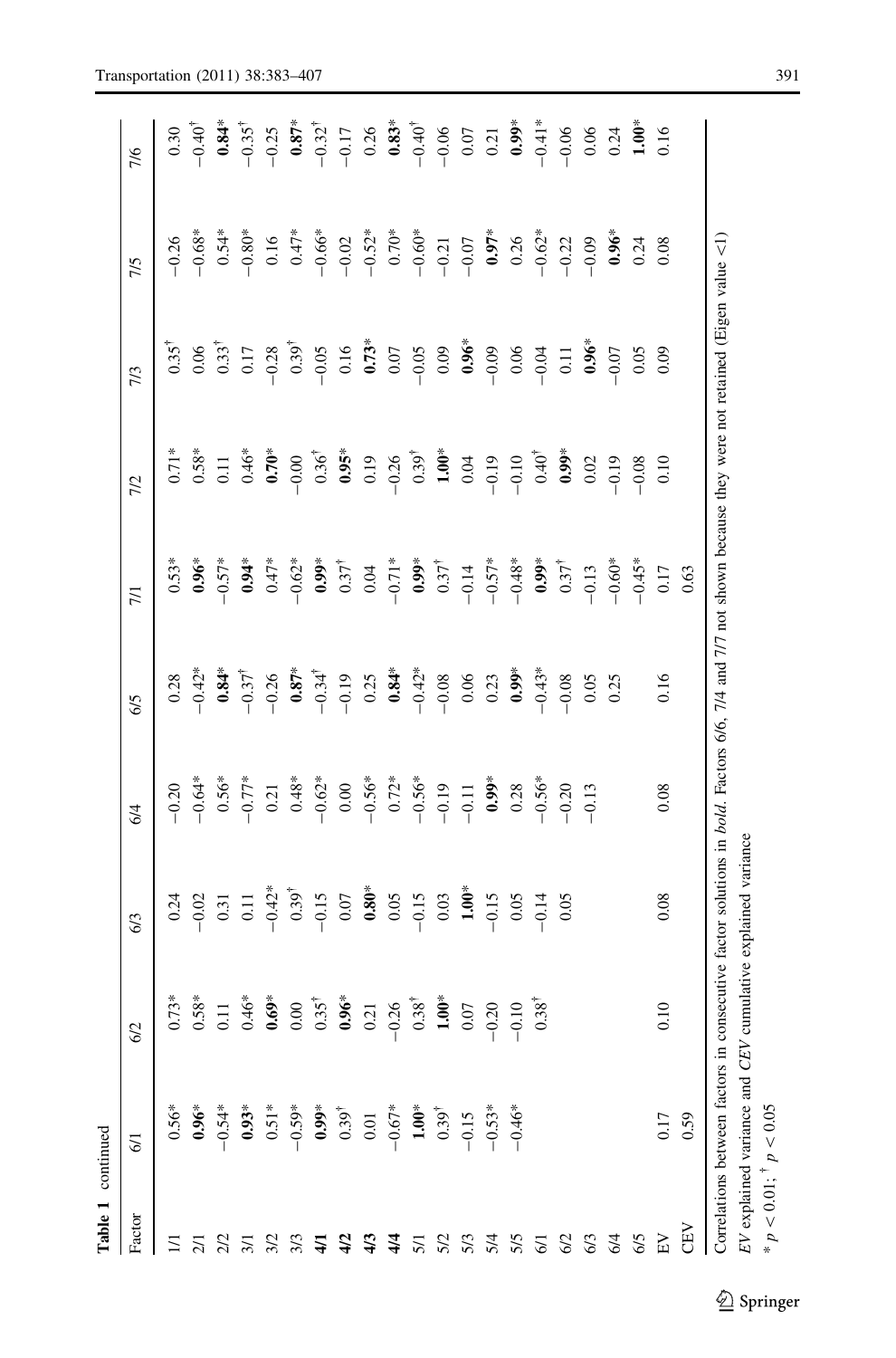**Table 1** continued

| Factor | 6/1 | 6/2 | 6/3 | 6/4 | 6/5 | 7/1 | 7/2 | 7/3 | 7/5 | 7/6 |
|---|---|---|---|---|---|---|---|---|---|---|
| 1/1 | 0.56* | 0.73* | 0.24 | −0.20 | 0.28 | 0.53* | 0.71* | 0.35† | −0.26 | 0.30 |
| 2/1 | **0.96*** | 0.58* | −0.02 | −0.64* | −0.42* | **0.96*** | 0.58* | 0.06 | −0.68* | −0.40† |
| 2/2 | −0.54* | 0.11 | 0.31 | 0.56* | **0.84*** | −0.57* | 0.11 | 0.33† | 0.54* | **0.84*** |
| 3/1 | **0.93*** | 0.46* | 0.11 | −0.77* | −0.37† | **0.94*** | 0.46* | 0.17 | −0.80* | −0.35† |
| 3/2 | 0.51* | **0.69*** | −0.42* | 0.21 | −0.26 | 0.47* | **0.70*** | −0.28 | 0.16 | −0.25 |
| 3/3 | −0.59* | 0.00 | 0.39† | 0.48* | **0.87*** | −0.62* | −0.00 | 0.39† | 0.47* | **0.87*** |
| **4/1** | **0.99*** | 0.35† | −0.15 | −0.62* | −0.34† | **0.99*** | 0.36† | −0.05 | −0.66* | −0.32† |
| **4/2** | 0.39† | **0.96*** | 0.07 | 0.00 | −0.19 | 0.37† | **0.95*** | 0.16 | −0.02 | −0.17 |
| **4/3** | 0.01 | 0.21 | **0.80*** | −0.56* | 0.25 | 0.04 | 0.19 | **0.73*** | −0.52* | 0.26 |
| **4/4** | −0.67* | −0.26 | 0.05 | 0.72* | **0.84*** | −0.71* | −0.26 | 0.07 | 0.70* | **0.83*** |
| 5/1 | **1.00*** | 0.38† | −0.15 | −0.56* | −0.42* | **0.99*** | 0.39† | −0.05 | −0.60* | −0.40† |
| 5/2 | 0.39† | **1.00*** | 0.03 | −0.19 | −0.08 | 0.37† | **1.00*** | 0.09 | −0.21 | −0.06 |
| 5/3 | −0.15 | 0.07 | **1.00*** | −0.11 | 0.06 | −0.14 | 0.04 | **0.96*** | −0.07 | 0.07 |
| 5/4 | −0.53* | −0.20 | −0.15 | **0.99*** | 0.23 | −0.57* | −0.19 | −0.09 | **0.97*** | 0.21 |
| 5/5 | −0.46* | −0.10 | 0.05 | 0.28 | **0.99*** | −0.48* | −0.10 | 0.06 | 0.26 | **0.99*** |
| 6/1 | | 0.38† | −0.14 | −0.56* | −0.43* | **0.99*** | 0.40† | −0.04 | −0.62* | −0.41* |
| 6/2 | | | 0.05 | −0.20 | −0.08 | 0.37† | **0.99*** | 0.11 | −0.22 | −0.06 |
| 6/3 | | | | −0.13 | 0.05 | −0.13 | 0.02 | **0.96*** | −0.09 | 0.06 |
| 6/4 | | | | | 0.25 | −0.60* | −0.19 | −0.07 | **0.96*** | 0.24 |
| 6/5 | | | | | | −0.45* | −0.08 | 0.05 | 0.24 | **1.00*** |
| EV | 0.17 | 0.10 | 0.08 | 0.08 | 0.16 | 0.17 | 0.10 | 0.09 | 0.08 | 0.16 |
| CEV | 0.59 | | | | | 0.63 | | | | |

Correlations between factors in consecutive factor solutions in *bold*. Factors 6/6, 7/4 and 7/7 not shown because they were not retained (Eigen value <1)

*EV* explained variance and *CEV* cumulative explained variance

* $p < 0.01$; † $p < 0.05$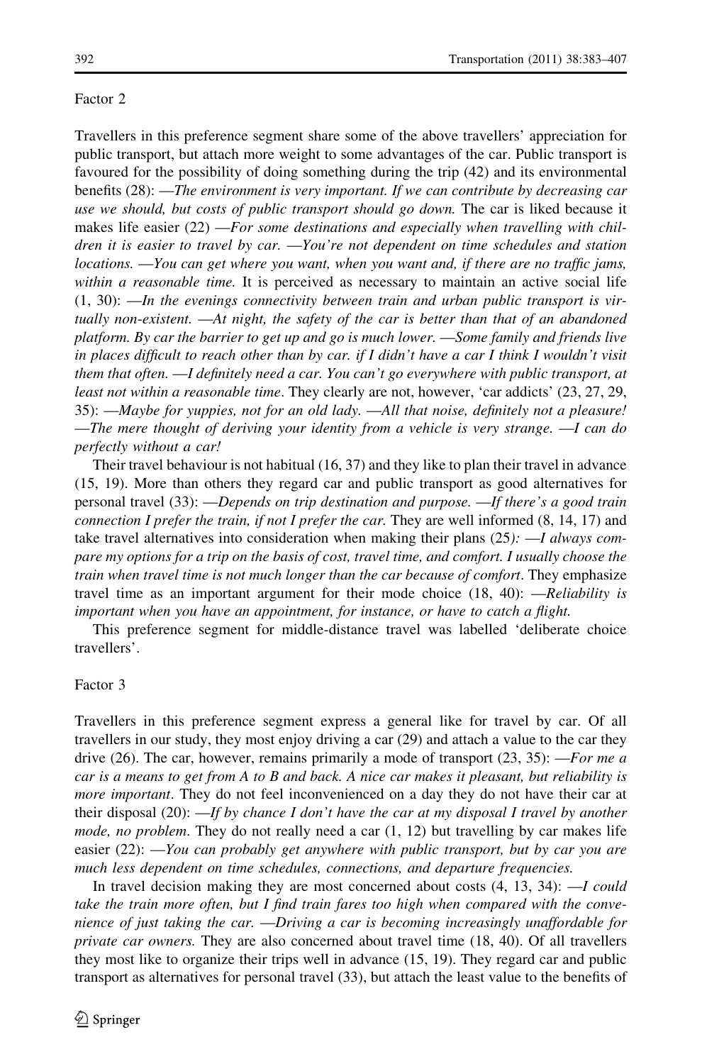Factor 2

Travellers in this preference segment share some of the above travellers' appreciation for public transport, but attach more weight to some advantages of the car. Public transport is favoured for the possibility of doing something during the trip (42) and its environmental benefits (28): —*The environment is very important. If we can contribute by decreasing car use we should, but costs of public transport should go down.* The car is liked because it makes life easier (22) —*For some destinations and especially when travelling with children it is easier to travel by car. —You're not dependent on time schedules and station locations. —You can get where you want, when you want and, if there are no traffic jams, within a reasonable time.* It is perceived as necessary to maintain an active social life (1, 30): —*In the evenings connectivity between train and urban public transport is virtually non-existent. —At night, the safety of the car is better than that of an abandoned platform. By car the barrier to get up and go is much lower. —Some family and friends live in places difficult to reach other than by car. if I didn't have a car I think I wouldn't visit them that often. —I definitely need a car. You can't go everywhere with public transport, at least not within a reasonable time*. They clearly are not, however, 'car addicts' (23, 27, 29, 35): —*Maybe for yuppies, not for an old lady. —All that noise, definitely not a pleasure! —The mere thought of deriving your identity from a vehicle is very strange. —I can do perfectly without a car!*

Their travel behaviour is not habitual (16, 37) and they like to plan their travel in advance (15, 19). More than others they regard car and public transport as good alternatives for personal travel (33): —*Depends on trip destination and purpose. —If there's a good train connection I prefer the train, if not I prefer the car.* They are well informed (8, 14, 17) and take travel alternatives into consideration when making their plans (25)*: —I always compare my options for a trip on the basis of cost, travel time, and comfort. I usually choose the train when travel time is not much longer than the car because of comfort*. They emphasize travel time as an important argument for their mode choice (18, 40): —*Reliability is important when you have an appointment, for instance, or have to catch a flight.*

This preference segment for middle-distance travel was labelled 'deliberate choice travellers'.

Factor 3

Travellers in this preference segment express a general like for travel by car. Of all travellers in our study, they most enjoy driving a car (29) and attach a value to the car they drive (26). The car, however, remains primarily a mode of transport (23, 35): —*For me a car is a means to get from A to B and back. A nice car makes it pleasant, but reliability is more important*. They do not feel inconvenienced on a day they do not have their car at their disposal (20): —*If by chance I don't have the car at my disposal I travel by another mode, no problem.* They do not really need a car (1, 12) but travelling by car makes life easier (22): —*You can probably get anywhere with public transport, but by car you are much less dependent on time schedules, connections, and departure frequencies.*

In travel decision making they are most concerned about costs (4, 13, 34): —*I could take the train more often, but I find train fares too high when compared with the convenience of just taking the car. —Driving a car is becoming increasingly unaffordable for private car owners.* They are also concerned about travel time (18, 40). Of all travellers they most like to organize their trips well in advance (15, 19). They regard car and public transport as alternatives for personal travel (33), but attach the least value to the benefits of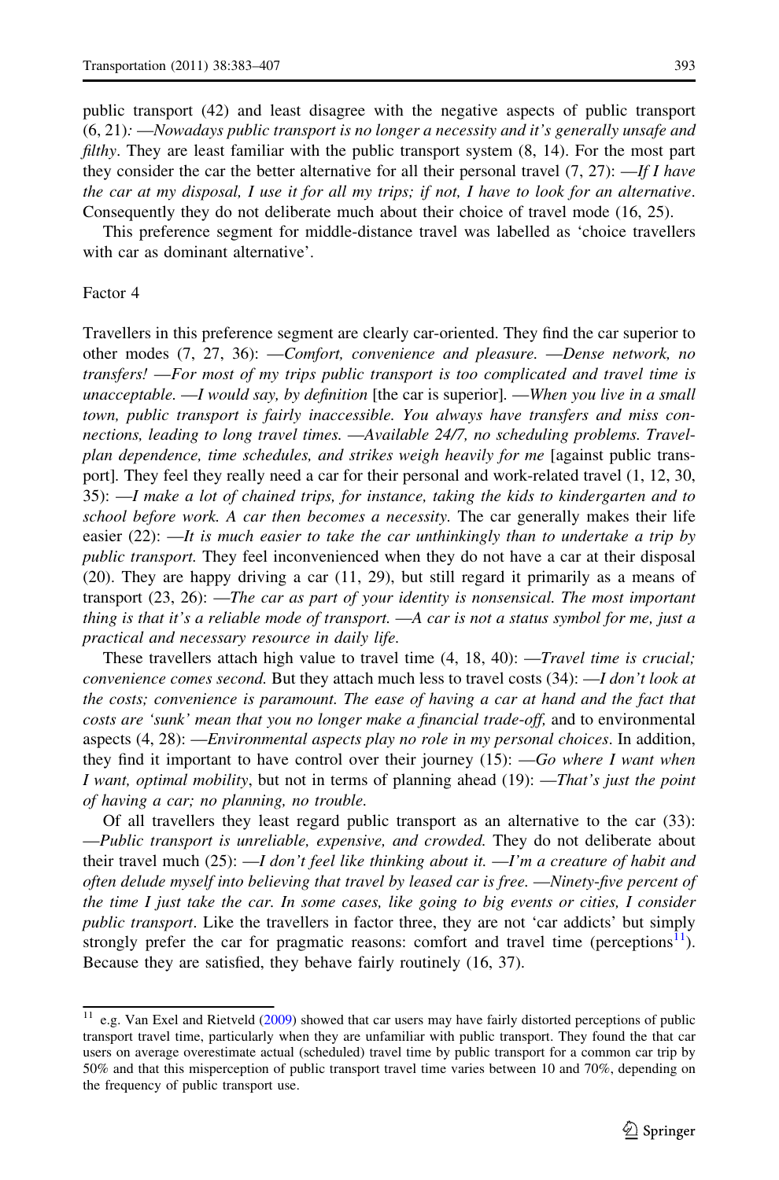public transport (42) and least disagree with the negative aspects of public transport (6, 21)*: —Nowadays public transport is no longer a necessity and it's generally unsafe and filthy*. They are least familiar with the public transport system (8, 14). For the most part they consider the car the better alternative for all their personal travel (7, 27): —*If I have the car at my disposal, I use it for all my trips; if not, I have to look for an alternative*. Consequently they do not deliberate much about their choice of travel mode (16, 25).

This preference segment for middle-distance travel was labelled as 'choice travellers with car as dominant alternative'.

Factor 4

Travellers in this preference segment are clearly car-oriented. They find the car superior to other modes (7, 27, 36): —*Comfort, convenience and pleasure*. —*Dense network, no transfers!* —*For most of my trips public transport is too complicated and travel time is unacceptable*. —*I would say, by definition* [the car is superior]. —*When you live in a small town, public transport is fairly inaccessible. You always have transfers and miss connections, leading to long travel times*. —*Available 24/7, no scheduling problems. Travel-plan dependence, time schedules, and strikes weigh heavily for me* [against public transport]. They feel they really need a car for their personal and work-related travel (1, 12, 30, 35): —*I make a lot of chained trips, for instance, taking the kids to kindergarten and to school before work. A car then becomes a necessity*. The car generally makes their life easier (22): —*It is much easier to take the car unthinkingly than to undertake a trip by public transport*. They feel inconvenienced when they do not have a car at their disposal (20). They are happy driving a car (11, 29), but still regard it primarily as a means of transport (23, 26): —*The car as part of your identity is nonsensical. The most important thing is that it's a reliable mode of transport*. —*A car is not a status symbol for me, just a practical and necessary resource in daily life*.

These travellers attach high value to travel time (4, 18, 40): —*Travel time is crucial; convenience comes second*. But they attach much less to travel costs (34): —*I don't look at the costs; convenience is paramount. The ease of having a car at hand and the fact that costs are 'sunk' mean that you no longer make a financial trade-off*, and to environmental aspects (4, 28): —*Environmental aspects play no role in my personal choices*. In addition, they find it important to have control over their journey (15): —*Go where I want when I want, optimal mobility*, but not in terms of planning ahead (19): —*That's just the point of having a car; no planning, no trouble*.

Of all travellers they least regard public transport as an alternative to the car (33): —*Public transport is unreliable, expensive, and crowded*. They do not deliberate about their travel much (25): —*I don't feel like thinking about it*. —*I'm a creature of habit and often delude myself into believing that travel by leased car is free*. —*Ninety-five percent of the time I just take the car. In some cases, like going to big events or cities, I consider public transport*. Like the travellers in factor three, they are not 'car addicts' but simply strongly prefer the car for pragmatic reasons: comfort and travel time (perceptions[11]). Because they are satisfied, they behave fairly routinely (16, 37).

[11] e.g. Van Exel and Rietveld (2009) showed that car users may have fairly distorted perceptions of public transport travel time, particularly when they are unfamiliar with public transport. They found the that car users on average overestimate actual (scheduled) travel time by public transport for a common car trip by 50% and that this misperception of public transport travel time varies between 10 and 70%, depending on the frequency of public transport use.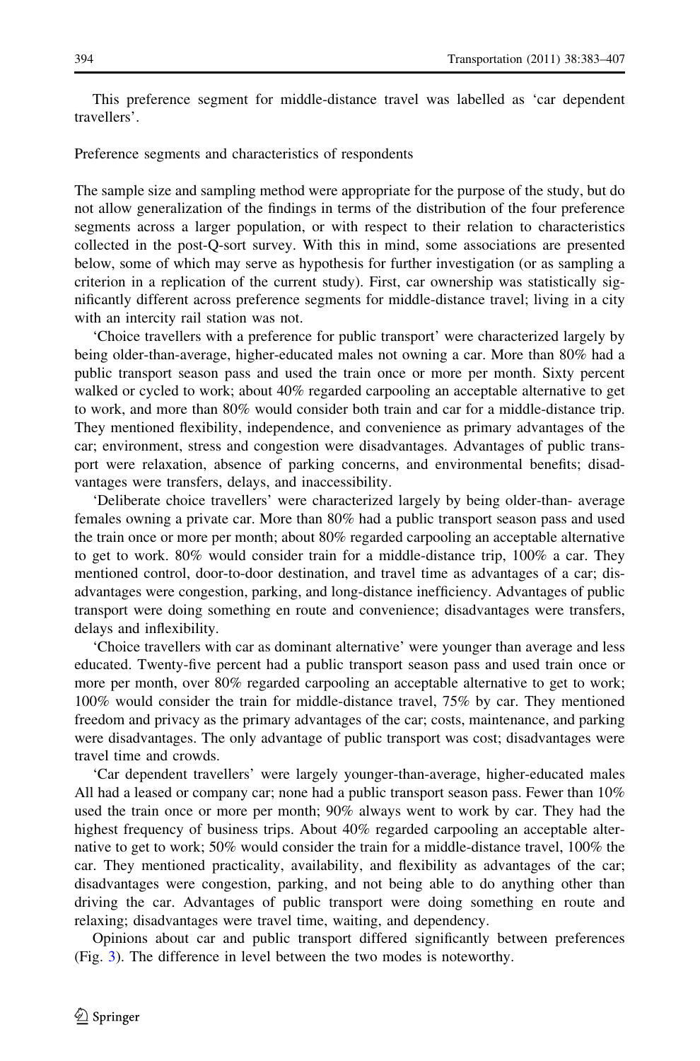This preference segment for middle-distance travel was labelled as 'car dependent travellers'.

### Preference segments and characteristics of respondents

The sample size and sampling method were appropriate for the purpose of the study, but do not allow generalization of the findings in terms of the distribution of the four preference segments across a larger population, or with respect to their relation to characteristics collected in the post-Q-sort survey. With this in mind, some associations are presented below, some of which may serve as hypothesis for further investigation (or as sampling a criterion in a replication of the current study). First, car ownership was statistically significantly different across preference segments for middle-distance travel; living in a city with an intercity rail station was not.

'Choice travellers with a preference for public transport' were characterized largely by being older-than-average, higher-educated males not owning a car. More than 80% had a public transport season pass and used the train once or more per month. Sixty percent walked or cycled to work; about 40% regarded carpooling an acceptable alternative to get to work, and more than 80% would consider both train and car for a middle-distance trip. They mentioned flexibility, independence, and convenience as primary advantages of the car; environment, stress and congestion were disadvantages. Advantages of public transport were relaxation, absence of parking concerns, and environmental benefits; disadvantages were transfers, delays, and inaccessibility.

'Deliberate choice travellers' were characterized largely by being older-than- average females owning a private car. More than 80% had a public transport season pass and used the train once or more per month; about 80% regarded carpooling an acceptable alternative to get to work. 80% would consider train for a middle-distance trip, 100% a car. They mentioned control, door-to-door destination, and travel time as advantages of a car; disadvantages were congestion, parking, and long-distance inefficiency. Advantages of public transport were doing something en route and convenience; disadvantages were transfers, delays and inflexibility.

'Choice travellers with car as dominant alternative' were younger than average and less educated. Twenty-five percent had a public transport season pass and used train once or more per month, over 80% regarded carpooling an acceptable alternative to get to work; 100% would consider the train for middle-distance travel, 75% by car. They mentioned freedom and privacy as the primary advantages of the car; costs, maintenance, and parking were disadvantages. The only advantage of public transport was cost; disadvantages were travel time and crowds.

'Car dependent travellers' were largely younger-than-average, higher-educated males All had a leased or company car; none had a public transport season pass. Fewer than 10% used the train once or more per month; 90% always went to work by car. They had the highest frequency of business trips. About 40% regarded carpooling an acceptable alternative to get to work; 50% would consider the train for a middle-distance travel, 100% the car. They mentioned practicality, availability, and flexibility as advantages of the car; disadvantages were congestion, parking, and not being able to do anything other than driving the car. Advantages of public transport were doing something en route and relaxing; disadvantages were travel time, waiting, and dependency.

Opinions about car and public transport differed significantly between preferences (Fig. 3). The difference in level between the two modes is noteworthy.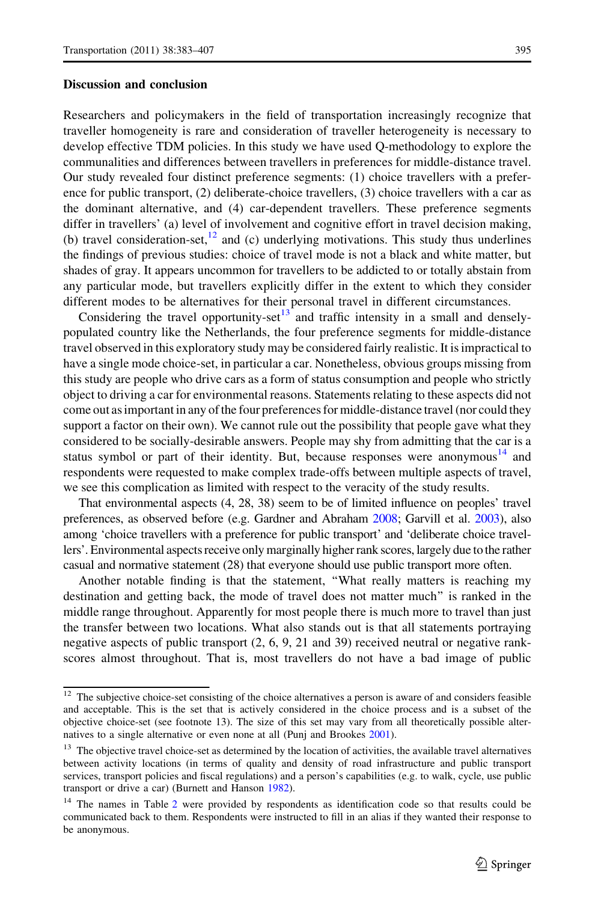## Discussion and conclusion

Researchers and policymakers in the field of transportation increasingly recognize that traveller homogeneity is rare and consideration of traveller heterogeneity is necessary to develop effective TDM policies. In this study we have used Q-methodology to explore the communalities and differences between travellers in preferences for middle-distance travel. Our study revealed four distinct preference segments: (1) choice travellers with a preference for public transport, (2) deliberate-choice travellers, (3) choice travellers with a car as the dominant alternative, and (4) car-dependent travellers. These preference segments differ in travellers' (a) level of involvement and cognitive effort in travel decision making, (b) travel consideration-set,[12] and (c) underlying motivations. This study thus underlines the findings of previous studies: choice of travel mode is not a black and white matter, but shades of gray. It appears uncommon for travellers to be addicted to or totally abstain from any particular mode, but travellers explicitly differ in the extent to which they consider different modes to be alternatives for their personal travel in different circumstances.

Considering the travel opportunity-set[13] and traffic intensity in a small and densely-populated country like the Netherlands, the four preference segments for middle-distance travel observed in this exploratory study may be considered fairly realistic. It is impractical to have a single mode choice-set, in particular a car. Nonetheless, obvious groups missing from this study are people who drive cars as a form of status consumption and people who strictly object to driving a car for environmental reasons. Statements relating to these aspects did not come out as important in any of the four preferences for middle-distance travel (nor could they support a factor on their own). We cannot rule out the possibility that people gave what they considered to be socially-desirable answers. People may shy from admitting that the car is a status symbol or part of their identity. But, because responses were anonymous[14] and respondents were requested to make complex trade-offs between multiple aspects of travel, we see this complication as limited with respect to the veracity of the study results.

That environmental aspects (4, 28, 38) seem to be of limited influence on peoples' travel preferences, as observed before (e.g. Gardner and Abraham 2008; Garvill et al. 2003), also among 'choice travellers with a preference for public transport' and 'deliberate choice travellers'. Environmental aspects receive only marginally higher rank scores, largely due to the rather casual and normative statement (28) that everyone should use public transport more often.

Another notable finding is that the statement, "What really matters is reaching my destination and getting back, the mode of travel does not matter much" is ranked in the middle range throughout. Apparently for most people there is much more to travel than just the transfer between two locations. What also stands out is that all statements portraying negative aspects of public transport (2, 6, 9, 21 and 39) received neutral or negative rank-scores almost throughout. That is, most travellers do not have a bad image of public

---

[12] The subjective choice-set consisting of the choice alternatives a person is aware of and considers feasible and acceptable. This is the set that is actively considered in the choice process and is a subset of the objective choice-set (see footnote 13). The size of this set may vary from all theoretically possible alternatives to a single alternative or even none at all (Punj and Brookes 2001).

[13] The objective travel choice-set as determined by the location of activities, the available travel alternatives between activity locations (in terms of quality and density of road infrastructure and public transport services, transport policies and fiscal regulations) and a person's capabilities (e.g. to walk, cycle, use public transport or drive a car) (Burnett and Hanson 1982).

[14] The names in Table 2 were provided by respondents as identification code so that results could be communicated back to them. Respondents were instructed to fill in an alias if they wanted their response to be anonymous.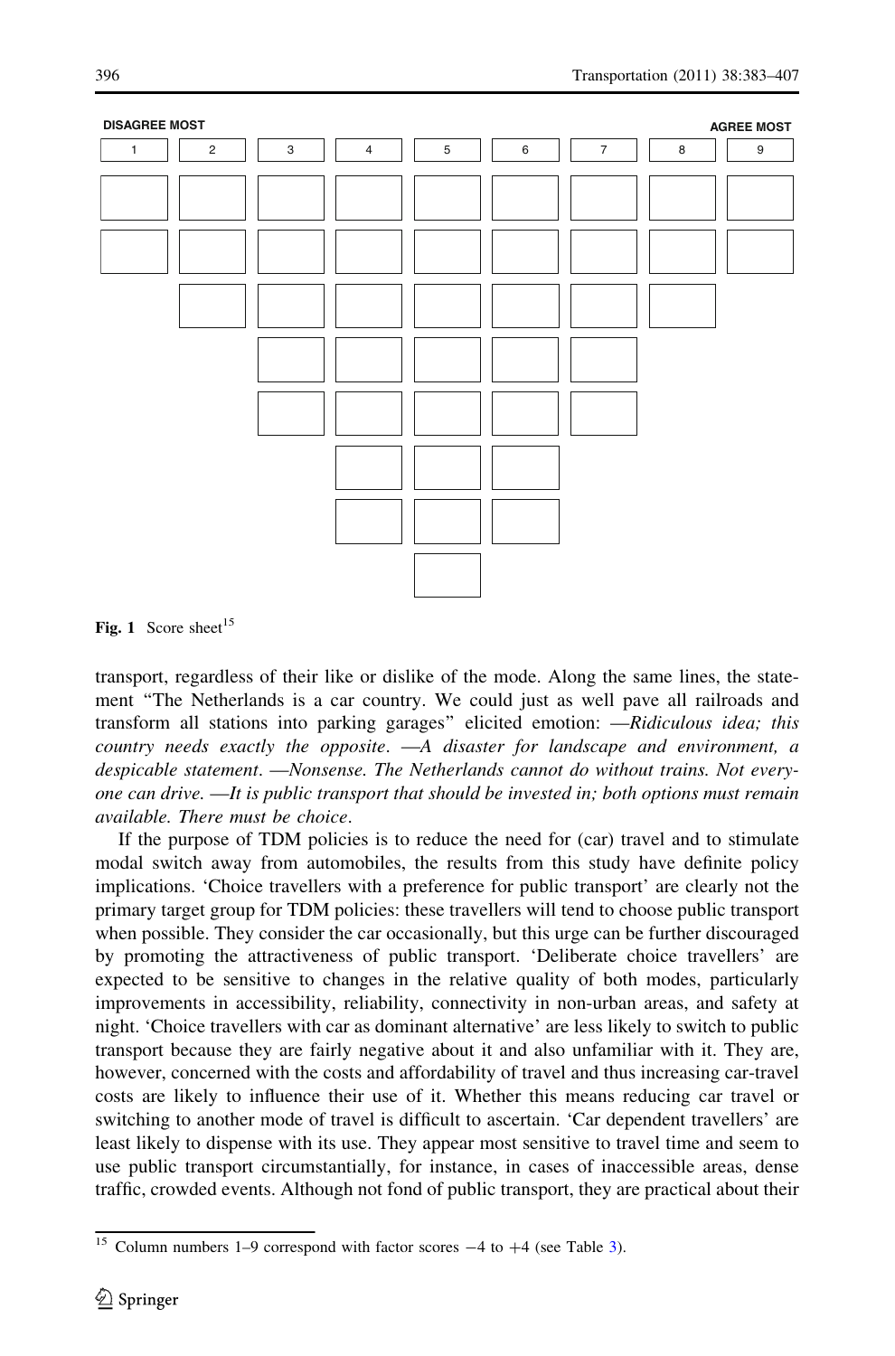DISAGREE MOST | AGREE MOST

| 1 | 2 | 3 | 4 | 5 | 6 | 7 | 8 | 9 |
|---|---|---|---|---|---|---|---|---|
| ☐ | ☐ | ☐ | ☐ | ☐ | ☐ | ☐ | ☐ | ☐ |
| ☐ | ☐ | ☐ | ☐ | ☐ | ☐ | ☐ | ☐ | ☐ |
| | ☐ | ☐ | ☐ | ☐ | ☐ | ☐ | ☐ | |
| | | ☐ | ☐ | ☐ | ☐ | ☐ | | |
| | | ☐ | ☐ | ☐ | ☐ | ☐ | | |
| | | | ☐ | ☐ | ☐ | | | |
| | | | ☐ | ☐ | ☐ | | | |
| | | | | ☐ | | | | |

**Fig. 1** Score sheet[15]

transport, regardless of their like or dislike of the mode. Along the same lines, the statement "The Netherlands is a car country. We could just as well pave all railroads and transform all stations into parking garages" elicited emotion: —*Ridiculous idea; this country needs exactly the opposite*. —*A disaster for landscape and environment, a despicable statement*. —*Nonsense. The Netherlands cannot do without trains. Not everyone can drive*. —*It is public transport that should be invested in; both options must remain available. There must be choice*.

If the purpose of TDM policies is to reduce the need for (car) travel and to stimulate modal switch away from automobiles, the results from this study have definite policy implications. 'Choice travellers with a preference for public transport' are clearly not the primary target group for TDM policies: these travellers will tend to choose public transport when possible. They consider the car occasionally, but this urge can be further discouraged by promoting the attractiveness of public transport. 'Deliberate choice travellers' are expected to be sensitive to changes in the relative quality of both modes, particularly improvements in accessibility, reliability, connectivity in non-urban areas, and safety at night. 'Choice travellers with car as dominant alternative' are less likely to switch to public transport because they are fairly negative about it and also unfamiliar with it. They are, however, concerned with the costs and affordability of travel and thus increasing car-travel costs are likely to influence their use of it. Whether this means reducing car travel or switching to another mode of travel is difficult to ascertain. 'Car dependent travellers' are least likely to dispense with its use. They appear most sensitive to travel time and seem to use public transport circumstantially, for instance, in cases of inaccessible areas, dense traffic, crowded events. Although not fond of public transport, they are practical about their

[15] Column numbers 1–9 correspond with factor scores $-4$ to $+4$ (see Table 3).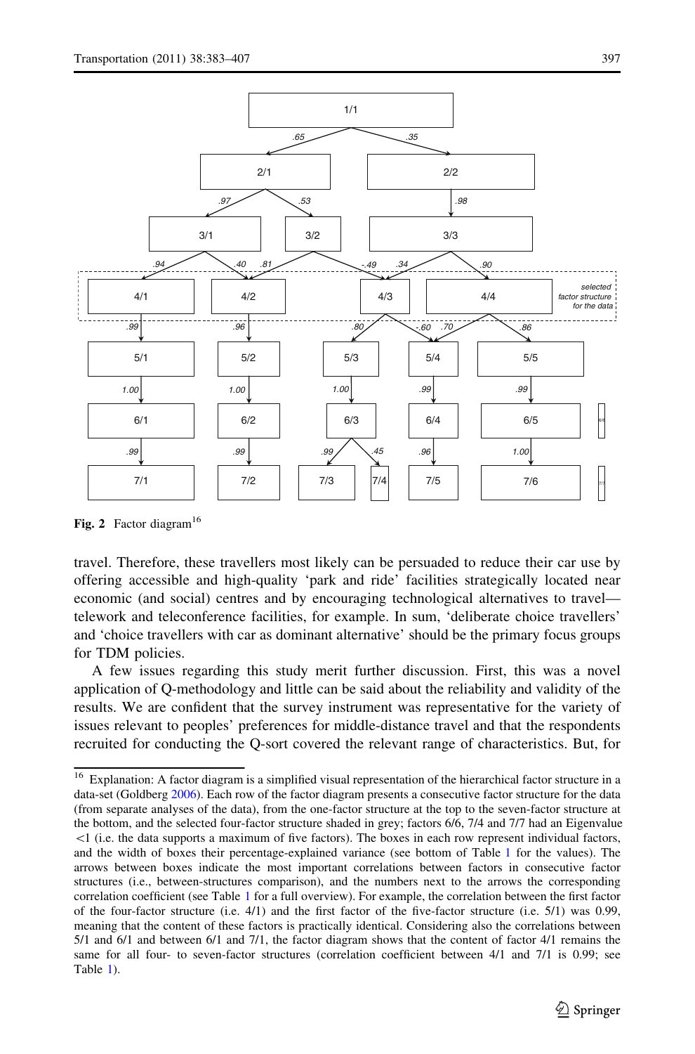Fig. 2 Factor diagram[16]

travel. Therefore, these travellers most likely can be persuaded to reduce their car use by offering accessible and high-quality 'park and ride' facilities strategically located near economic (and social) centres and by encouraging technological alternatives to travel—telework and teleconference facilities, for example. In sum, 'deliberate choice travellers' and 'choice travellers with car as dominant alternative' should be the primary focus groups for TDM policies.

A few issues regarding this study merit further discussion. First, this was a novel application of Q-methodology and little can be said about the reliability and validity of the results. We are confident that the survey instrument was representative for the variety of issues relevant to peoples' preferences for middle-distance travel and that the respondents recruited for conducting the Q-sort covered the relevant range of characteristics. But, for

---

[16] Explanation: A factor diagram is a simplified visual representation of the hierarchical factor structure in a data-set (Goldberg 2006). Each row of the factor diagram presents a consecutive factor structure for the data (from separate analyses of the data), from the one-factor structure at the top to the seven-factor structure at the bottom, and the selected four-factor structure shaded in grey; factors 6/6, 7/4 and 7/7 had an Eigenvalue <1 (i.e. the data supports a maximum of five factors). The boxes in each row represent individual factors, and the width of boxes their percentage-explained variance (see bottom of Table 1 for the values). The arrows between boxes indicate the most important correlations between factors in consecutive factor structures (i.e., between-structures comparison), and the numbers next to the arrows the corresponding correlation coefficient (see Table 1 for a full overview). For example, the correlation between the first factor of the four-factor structure (i.e. 4/1) and the first factor of the five-factor structure (i.e. 5/1) was 0.99, meaning that the content of these factors is practically identical. Considering also the correlations between 5/1 and 6/1 and between 6/1 and 7/1, the factor diagram shows that the content of factor 4/1 remains the same for all four- to seven-factor structures (correlation coefficient between 4/1 and 7/1 is 0.99; see Table 1).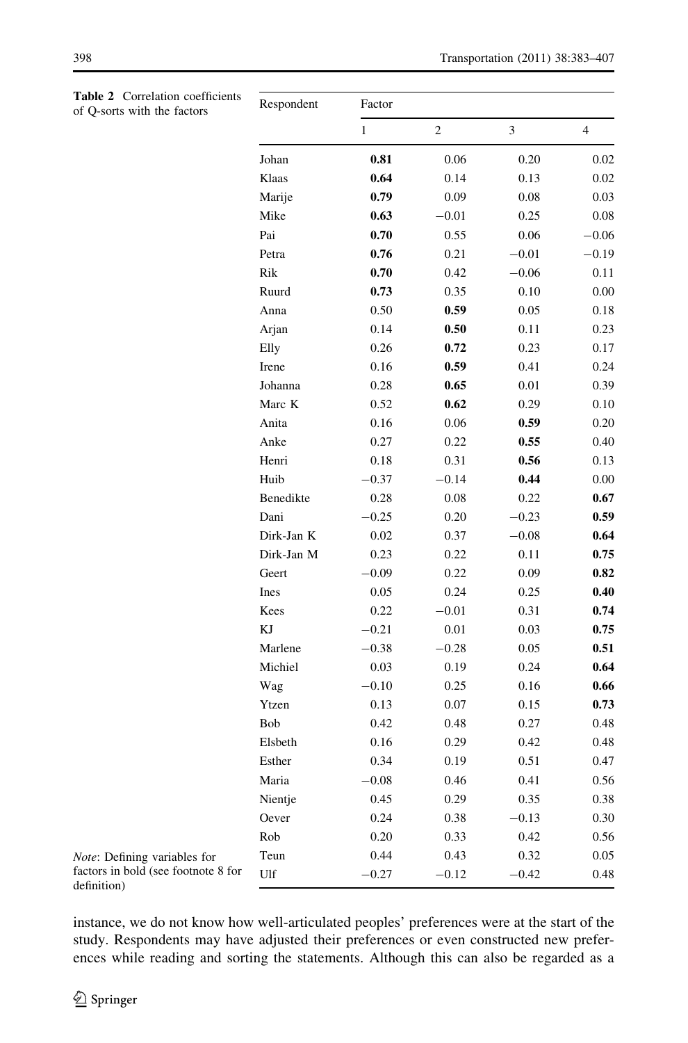**Table 2** Correlation coefficients of Q-sorts with the factors

| Respondent | Factor | | | |
|---|---|---|---|---|
| | 1 | 2 | 3 | 4 |
| Johan | **0.81** | 0.06 | 0.20 | 0.02 |
| Klaas | **0.64** | 0.14 | 0.13 | 0.02 |
| Marije | **0.79** | 0.09 | 0.08 | 0.03 |
| Mike | **0.63** | −0.01 | 0.25 | 0.08 |
| Pai | **0.70** | 0.55 | 0.06 | −0.06 |
| Petra | **0.76** | 0.21 | −0.01 | −0.19 |
| Rik | **0.70** | 0.42 | −0.06 | 0.11 |
| Ruurd | **0.73** | 0.35 | 0.10 | 0.00 |
| Anna | 0.50 | **0.59** | 0.05 | 0.18 |
| Arjan | 0.14 | **0.50** | 0.11 | 0.23 |
| Elly | 0.26 | **0.72** | 0.23 | 0.17 |
| Irene | 0.16 | **0.59** | 0.41 | 0.24 |
| Johanna | 0.28 | **0.65** | 0.01 | 0.39 |
| Marc K | 0.52 | **0.62** | 0.29 | 0.10 |
| Anita | 0.16 | 0.06 | **0.59** | 0.20 |
| Anke | 0.27 | 0.22 | **0.55** | 0.40 |
| Henri | 0.18 | 0.31 | **0.56** | 0.13 |
| Huib | −0.37 | −0.14 | **0.44** | 0.00 |
| Benedikte | 0.28 | 0.08 | 0.22 | **0.67** |
| Dani | −0.25 | 0.20 | −0.23 | **0.59** |
| Dirk-Jan K | 0.02 | 0.37 | −0.08 | **0.64** |
| Dirk-Jan M | 0.23 | 0.22 | 0.11 | **0.75** |
| Geert | −0.09 | 0.22 | 0.09 | **0.82** |
| Ines | 0.05 | 0.24 | 0.25 | **0.40** |
| Kees | 0.22 | −0.01 | 0.31 | **0.74** |
| KJ | −0.21 | 0.01 | 0.03 | **0.75** |
| Marlene | −0.38 | −0.28 | 0.05 | **0.51** |
| Michiel | 0.03 | 0.19 | 0.24 | **0.64** |
| Wag | −0.10 | 0.25 | 0.16 | **0.66** |
| Ytzen | 0.13 | 0.07 | 0.15 | **0.73** |
| Bob | 0.42 | 0.48 | 0.27 | 0.48 |
| Elsbeth | 0.16 | 0.29 | 0.42 | 0.48 |
| Esther | 0.34 | 0.19 | 0.51 | 0.47 |
| Maria | −0.08 | 0.46 | 0.41 | 0.56 |
| Nientje | 0.45 | 0.29 | 0.35 | 0.38 |
| Oever | 0.24 | 0.38 | −0.13 | 0.30 |
| Rob | 0.20 | 0.33 | 0.42 | 0.56 |
| Teun | 0.44 | 0.43 | 0.32 | 0.05 |
| Ulf | −0.27 | −0.12 | −0.42 | 0.48 |

*Note*: Defining variables for factors in bold (see footnote 8 for definition)

instance, we do not know how well-articulated peoples' preferences were at the start of the study. Respondents may have adjusted their preferences or even constructed new preferences while reading and sorting the statements. Although this can also be regarded as a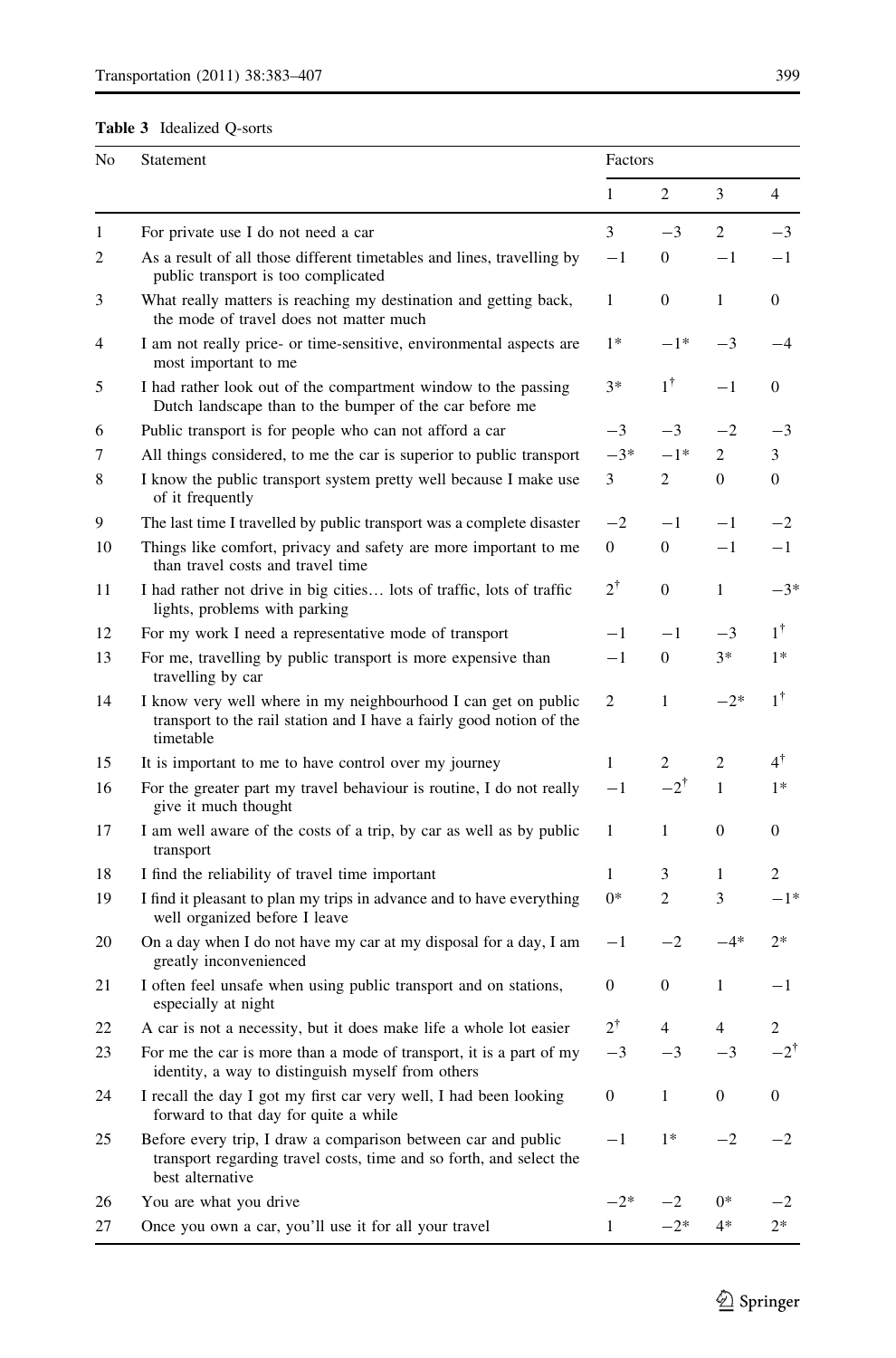**Table 3** Idealized Q-sorts

| No | Statement | Factors | | | |
|---|---|---|---|---|---|
| | | 1 | 2 | 3 | 4 |
| 1 | For private use I do not need a car | 3 | −3 | 2 | −3 |
| 2 | As a result of all those different timetables and lines, travelling by public transport is too complicated | −1 | 0 | −1 | −1 |
| 3 | What really matters is reaching my destination and getting back, the mode of travel does not matter much | 1 | 0 | 1 | 0 |
| 4 | I am not really price- or time-sensitive, environmental aspects are most important to me | 1* | −1* | −3 | −4 |
| 5 | I had rather look out of the compartment window to the passing Dutch landscape than to the bumper of the car before me | 3* | 1† | −1 | 0 |
| 6 | Public transport is for people who can not afford a car | −3 | −3 | −2 | −3 |
| 7 | All things considered, to me the car is superior to public transport | −3* | −1* | 2 | 3 |
| 8 | I know the public transport system pretty well because I make use of it frequently | 3 | 2 | 0 | 0 |
| 9 | The last time I travelled by public transport was a complete disaster | −2 | −1 | −1 | −2 |
| 10 | Things like comfort, privacy and safety are more important to me than travel costs and travel time | 0 | 0 | −1 | −1 |
| 11 | I had rather not drive in big cities… lots of traffic, lots of traffic lights, problems with parking | 2† | 0 | 1 | −3* |
| 12 | For my work I need a representative mode of transport | −1 | −1 | −3 | 1† |
| 13 | For me, travelling by public transport is more expensive than travelling by car | −1 | 0 | 3* | 1* |
| 14 | I know very well where in my neighbourhood I can get on public transport to the rail station and I have a fairly good notion of the timetable | 2 | 1 | −2* | 1† |
| 15 | It is important to me to have control over my journey | 1 | 2 | 2 | 4† |
| 16 | For the greater part my travel behaviour is routine, I do not really give it much thought | −1 | −2† | 1 | 1* |
| 17 | I am well aware of the costs of a trip, by car as well as by public transport | 1 | 1 | 0 | 0 |
| 18 | I find the reliability of travel time important | 1 | 3 | 1 | 2 |
| 19 | I find it pleasant to plan my trips in advance and to have everything well organized before I leave | 0* | 2 | 3 | −1* |
| 20 | On a day when I do not have my car at my disposal for a day, I am greatly inconvenienced | −1 | −2 | −4* | 2* |
| 21 | I often feel unsafe when using public transport and on stations, especially at night | 0 | 0 | 1 | −1 |
| 22 | A car is not a necessity, but it does make life a whole lot easier | 2† | 4 | 4 | 2 |
| 23 | For me the car is more than a mode of transport, it is a part of my identity, a way to distinguish myself from others | −3 | −3 | −3 | −2† |
| 24 | I recall the day I got my first car very well, I had been looking forward to that day for quite a while | 0 | 1 | 0 | 0 |
| 25 | Before every trip, I draw a comparison between car and public transport regarding travel costs, time and so forth, and select the best alternative | −1 | 1* | −2 | −2 |
| 26 | You are what you drive | −2* | −2 | 0* | −2 |
| 27 | Once you own a car, you'll use it for all your travel | 1 | −2* | 4* | 2* |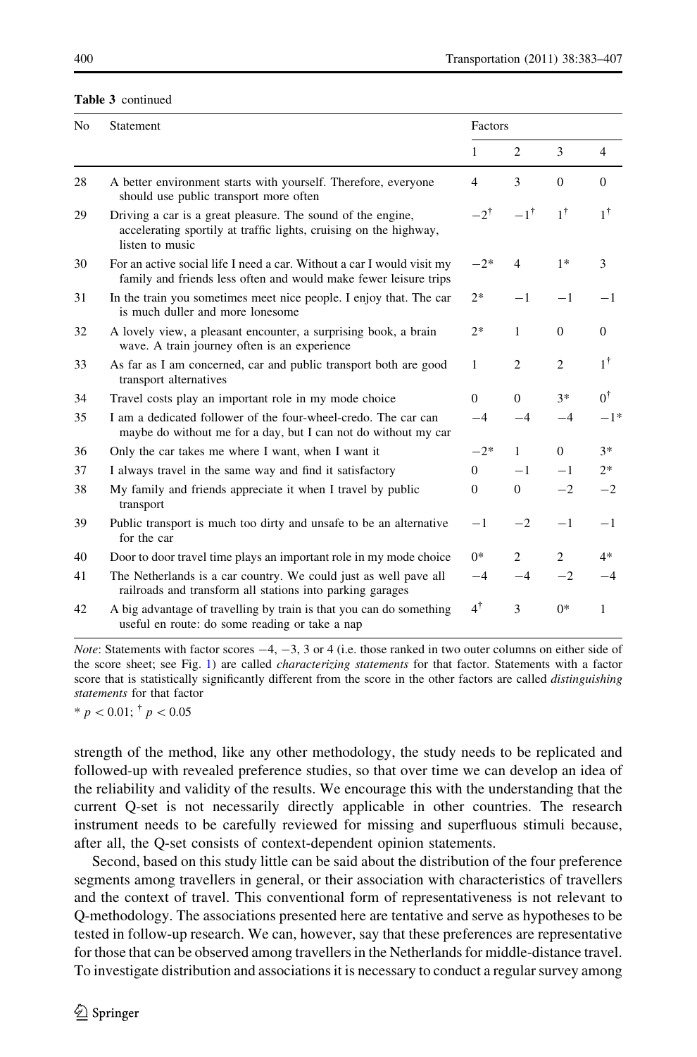**Table 3** continued

| No | Statement | Factors | | | |
|---|---|---|---|---|---|
| | | 1 | 2 | 3 | 4 |
| 28 | A better environment starts with yourself. Therefore, everyone should use public transport more often | 4 | 3 | 0 | 0 |
| 29 | Driving a car is a great pleasure. The sound of the engine, accelerating sportily at traffic lights, cruising on the highway, listen to music | $-2^{\dagger}$ | $-1^{\dagger}$ | $1^{\dagger}$ | $1^{\dagger}$ |
| 30 | For an active social life I need a car. Without a car I would visit my family and friends less often and would make fewer leisure trips | −2* | 4 | 1* | 3 |
| 31 | In the train you sometimes meet nice people. I enjoy that. The car is much duller and more lonesome | 2* | −1 | −1 | −1 |
| 32 | A lovely view, a pleasant encounter, a surprising book, a brain wave. A train journey often is an experience | 2* | 1 | 0 | 0 |
| 33 | As far as I am concerned, car and public transport both are good transport alternatives | 1 | 2 | 2 | $1^{\dagger}$ |
| 34 | Travel costs play an important role in my mode choice | 0 | 0 | 3* | $0^{\dagger}$ |
| 35 | I am a dedicated follower of the four-wheel-credo. The car can maybe do without me for a day, but I can not do without my car | −4 | −4 | −4 | −1* |
| 36 | Only the car takes me where I want, when I want it | −2* | 1 | 0 | 3* |
| 37 | I always travel in the same way and find it satisfactory | 0 | −1 | −1 | 2* |
| 38 | My family and friends appreciate it when I travel by public transport | 0 | 0 | −2 | −2 |
| 39 | Public transport is much too dirty and unsafe to be an alternative for the car | −1 | −2 | −1 | −1 |
| 40 | Door to door travel time plays an important role in my mode choice | 0* | 2 | 2 | 4* |
| 41 | The Netherlands is a car country. We could just as well pave all railroads and transform all stations into parking garages | −4 | −4 | −2 | −4 |
| 42 | A big advantage of travelling by train is that you can do something useful en route: do some reading or take a nap | $4^{\dagger}$ | 3 | 0* | 1 |

*Note*: Statements with factor scores −4, −3, 3 or 4 (i.e. those ranked in two outer columns on either side of the score sheet; see Fig. 1) are called *characterizing statements* for that factor. Statements with a factor score that is statistically significantly different from the score in the other factors are called *distinguishing statements* for that factor

* $p < 0.01$; † $p < 0.05$

strength of the method, like any other methodology, the study needs to be replicated and followed-up with revealed preference studies, so that over time we can develop an idea of the reliability and validity of the results. We encourage this with the understanding that the current Q-set is not necessarily directly applicable in other countries. The research instrument needs to be carefully reviewed for missing and superfluous stimuli because, after all, the Q-set consists of context-dependent opinion statements.

Second, based on this study little can be said about the distribution of the four preference segments among travellers in general, or their association with characteristics of travellers and the context of travel. This conventional form of representativeness is not relevant to Q-methodology. The associations presented here are tentative and serve as hypotheses to be tested in follow-up research. We can, however, say that these preferences are representative for those that can be observed among travellers in the Netherlands for middle-distance travel. To investigate distribution and associations it is necessary to conduct a regular survey among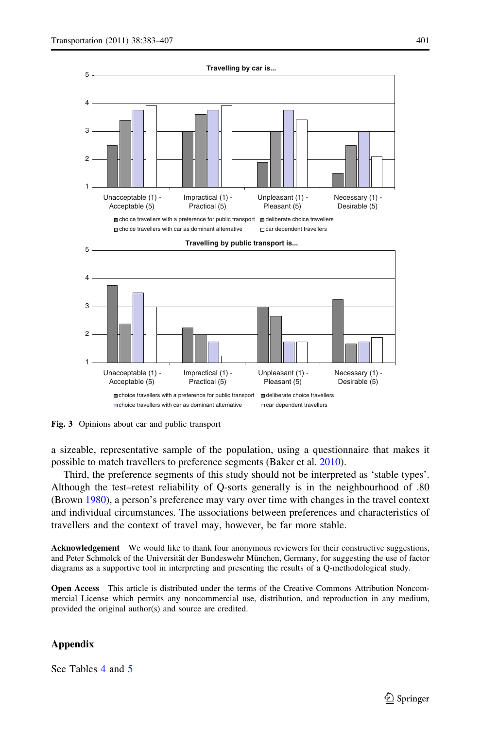Fig. 3 Opinions about car and public transport

a sizeable, representative sample of the population, using a questionnaire that makes it possible to match travellers to preference segments (Baker et al. 2010).

Third, the preference segments of this study should not be interpreted as 'stable types'. Although the test–retest reliability of Q-sorts generally is in the neighbourhood of .80 (Brown 1980), a person's preference may vary over time with changes in the travel context and individual circumstances. The associations between preferences and characteristics of travellers and the context of travel may, however, be far more stable.

**Acknowledgement** We would like to thank four anonymous reviewers for their constructive suggestions, and Peter Schmolck of the Universität der Bundeswehr München, Germany, for suggesting the use of factor diagrams as a supportive tool in interpreting and presenting the results of a Q-methodological study.

**Open Access** This article is distributed under the terms of the Creative Commons Attribution Noncommercial License which permits any noncommercial use, distribution, and reproduction in any medium, provided the original author(s) and source are credited.

## Appendix

See Tables 4 and 5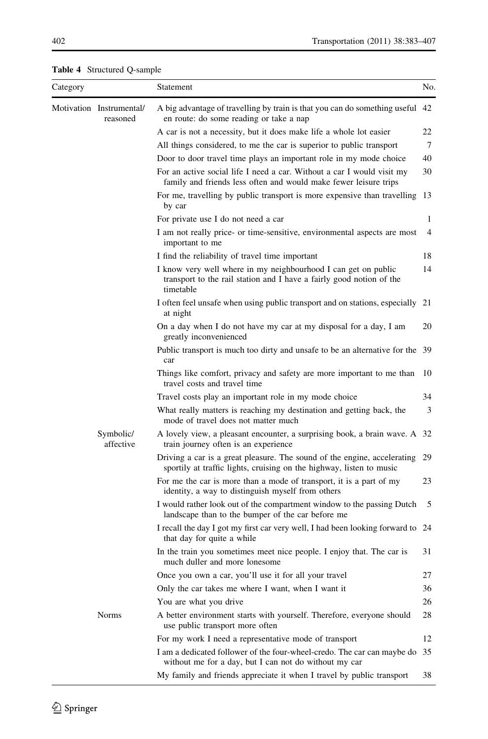**Table 4** Structured Q-sample

| Category | | Statement | No. |
|---|---|---|---|
| Motivation | Instrumental/ reasoned | A big advantage of travelling by train is that you can do something useful en route: do some reading or take a nap | 42 |
| | | A car is not a necessity, but it does make life a whole lot easier | 22 |
| | | All things considered, to me the car is superior to public transport | 7 |
| | | Door to door travel time plays an important role in my mode choice | 40 |
| | | For an active social life I need a car. Without a car I would visit my family and friends less often and would make fewer leisure trips | 30 |
| | | For me, travelling by public transport is more expensive than travelling by car | 13 |
| | | For private use I do not need a car | 1 |
| | | I am not really price- or time-sensitive, environmental aspects are most important to me | 4 |
| | | I find the reliability of travel time important | 18 |
| | | I know very well where in my neighbourhood I can get on public transport to the rail station and I have a fairly good notion of the timetable | 14 |
| | | I often feel unsafe when using public transport and on stations, especially at night | 21 |
| | | On a day when I do not have my car at my disposal for a day, I am greatly inconvenienced | 20 |
| | | Public transport is much too dirty and unsafe to be an alternative for the car | 39 |
| | | Things like comfort, privacy and safety are more important to me than travel costs and travel time | 10 |
| | | Travel costs play an important role in my mode choice | 34 |
| | | What really matters is reaching my destination and getting back, the mode of travel does not matter much | 3 |
| | Symbolic/ affective | A lovely view, a pleasant encounter, a surprising book, a brain wave. A train journey often is an experience | 32 |
| | | Driving a car is a great pleasure. The sound of the engine, accelerating sportily at traffic lights, cruising on the highway, listen to music | 29 |
| | | For me the car is more than a mode of transport, it is a part of my identity, a way to distinguish myself from others | 23 |
| | | I would rather look out of the compartment window to the passing Dutch landscape than to the bumper of the car before me | 5 |
| | | I recall the day I got my first car very well, I had been looking forward to that day for quite a while | 24 |
| | | In the train you sometimes meet nice people. I enjoy that. The car is much duller and more lonesome | 31 |
| | | Once you own a car, you'll use it for all your travel | 27 |
| | | Only the car takes me where I want, when I want it | 36 |
| | | You are what you drive | 26 |
| | Norms | A better environment starts with yourself. Therefore, everyone should use public transport more often | 28 |
| | | For my work I need a representative mode of transport | 12 |
| | | I am a dedicated follower of the four-wheel-credo. The car can maybe do without me for a day, but I can not do without my car | 35 |
| | | My family and friends appreciate it when I travel by public transport | 38 |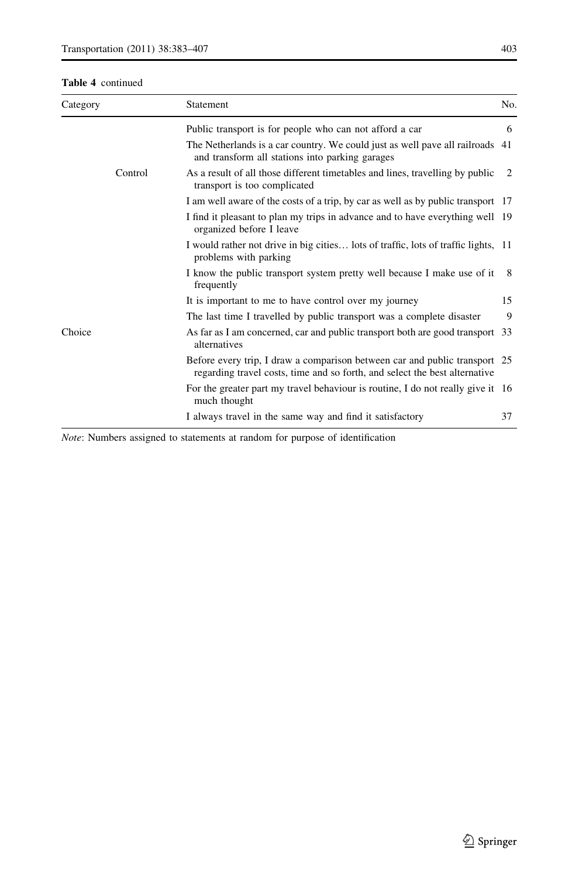**Table 4** continued

| Category | | Statement | No. |
|---|---|---|---|
| | | Public transport is for people who can not afford a car | 6 |
| | | The Netherlands is a car country. We could just as well pave all railroads and transform all stations into parking garages | 41 |
| | Control | As a result of all those different timetables and lines, travelling by public transport is too complicated | 2 |
| | | I am well aware of the costs of a trip, by car as well as by public transport | 17 |
| | | I find it pleasant to plan my trips in advance and to have everything well organized before I leave | 19 |
| | | I would rather not drive in big cities… lots of traffic, lots of traffic lights, problems with parking | 11 |
| | | I know the public transport system pretty well because I make use of it frequently | 8 |
| | | It is important to me to have control over my journey | 15 |
| | | The last time I travelled by public transport was a complete disaster | 9 |
| Choice | | As far as I am concerned, car and public transport both are good transport alternatives | 33 |
| | | Before every trip, I draw a comparison between car and public transport regarding travel costs, time and so forth, and select the best alternative | 25 |
| | | For the greater part my travel behaviour is routine, I do not really give it much thought | 16 |
| | | I always travel in the same way and find it satisfactory | 37 |

*Note*: Numbers assigned to statements at random for purpose of identification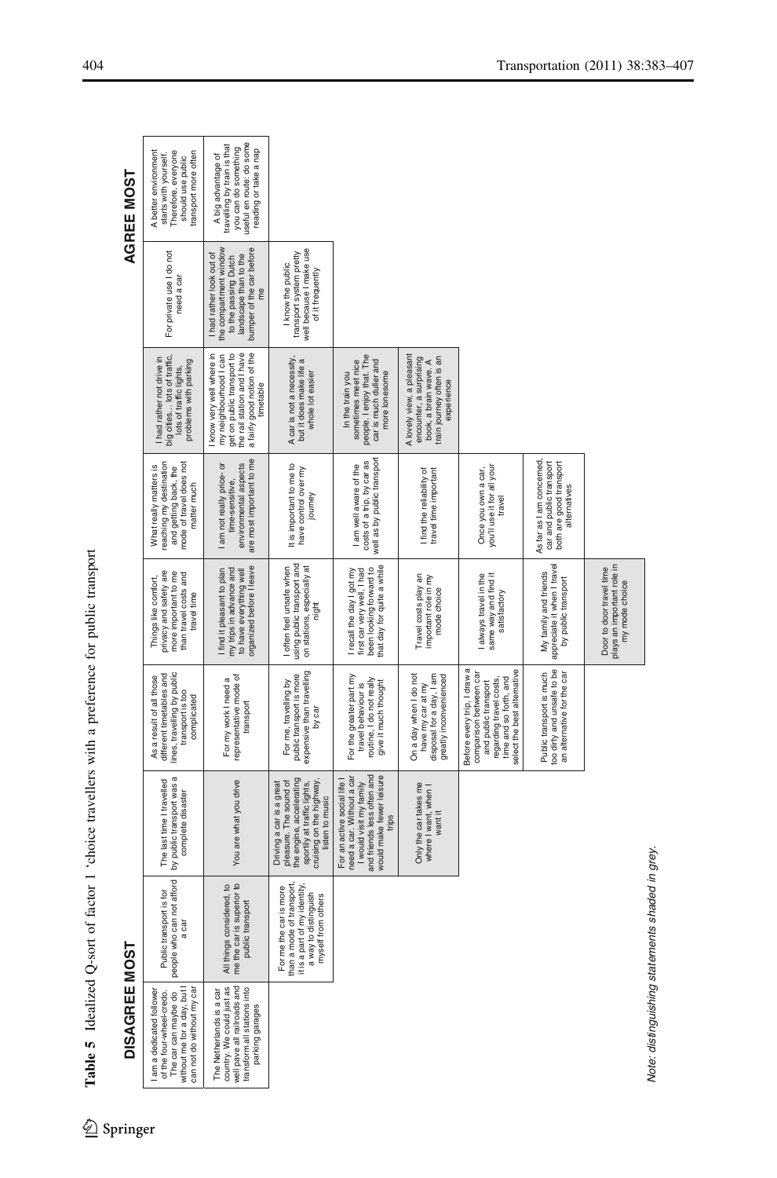**Table 5** Idealized Q-sort of factor 1 'choice travellers with a preference for public transport

| DISAGREE MOST | | | | | | | | AGREE MOST |
|---|---|---|---|---|---|---|---|---|
| I am a dedicated follower of the four-wheel-credo. The car can maybe do without me for a day, but I can not do without my car | Public transport is for people who can not afford a car | The last time I travelled by public transport was a complete disaster | As a result of all those different timetables and lines, travelling by public transport is too complicated | Things like comfort, privacy and safety are more important to me than travel costs and travel time | What really matters is reaching my destination and getting back, the mode of travel does not matter much | I had rather not drive in big cities… lots of traffic, lots of traffic lights, problems with parking | For private use I do not need a car | A better environment starts with yourself. Therefore, everyone should use public transport more often |
| The Netherlands is a car country. We could just as well pave all railroads and transform all stations into parking garages | All things considered, to me the car is superior to public transport | You are what you drive | For my work I need a representative mode of transport | I find it pleasant to plan my trips in advance and to have everything well organized before I leave | I am not really price- or time-sensitive, environmental aspects are most important to me | I know very well where in my neighbourhood I can get on public transport, the rail station and I have a fairly good notion of the timetable | I had rather look out of the compartment window to the passing Dutch landscape than to the bumper of the car before me | A big advantage of travelling by train is that you can do something useful en route: do some reading or take a nap |
| | For me the car is more than a mode of transport, it is a part of my identity, a way to distinguish myself from others | Driving a car is a great pleasure. The sound of the engine, accelerating sportily at traffic lights, cruising on the highway, listen to music | For me, travelling by public transport is more expensive than travelling by car | I often feel unsafe when using public transport and on stations, especially at night | It is important to me to have control over my journey | A car is not a necessity, but it does make life a whole lot easier | I know the public transport system pretty well because I make use of it frequently | |
| | | For an active social life I need a car. Without a car I would visit my family and friends less often and would make fewer leisure trips | For the greater part my travel behaviour is routine, I do not really give it much thought | I recall the day I got my first car very well, I had been looking forward to that day for quite a while | I am well aware of the costs of a trip, by car as well as by public transport | In the train you sometimes meet nice people. I enjoy that. The car is much duller and more lonesome | | |
| | | Only the car takes me where I want, when I want it | On a day when I do not have my car at my disposal for a day, I am greatly inconvenienced | Travel costs play an important role in my mode choice | I find the reliability of travel time important | A lovely view, a pleasant encounter, a surprising book, a brain wave. A train journey often is an experience | | |
| | | | Before every trip, I draw a comparison between car and public transport regarding travel costs, time and so forth, and select the best alternative | I always travel in the same way and find it satisfactory | Once you own a car, you'll use it for all your travel | | | |
| | | | Public transport is much too dirty and unsafe to be an alternative for the car | My family and friends appreciate it when I travel by public transport | As far as I am concerned, car and public transport both are good transport alternatives | | | |
| | | | | Door to door travel time plays an important role in my mode choice | | | | |

*Note: distinguishing statements shaded in grey.*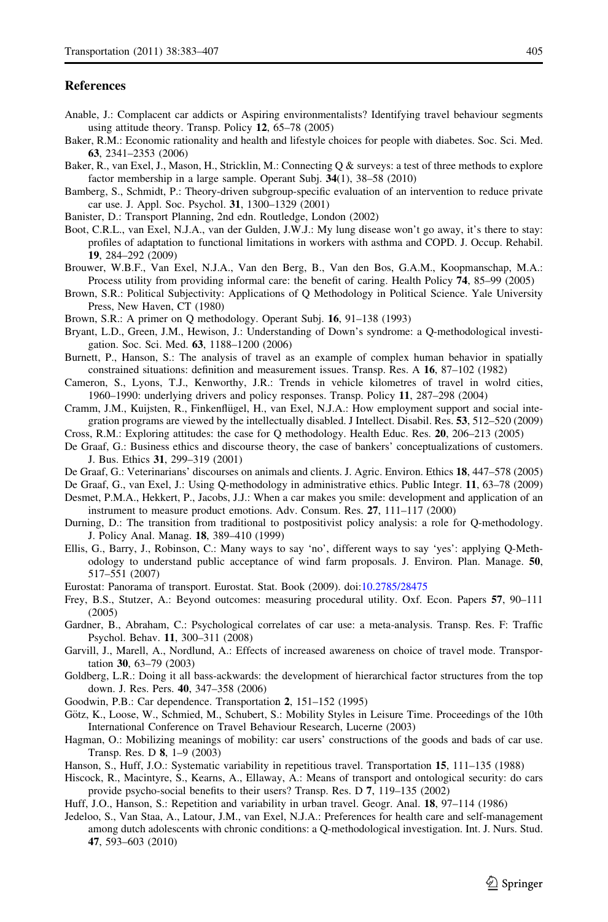## References

Anable, J.: Complacent car addicts or Aspiring environmentalists? Identifying travel behaviour segments using attitude theory. Transp. Policy **12**, 65–78 (2005)

Baker, R.M.: Economic rationality and health and lifestyle choices for people with diabetes. Soc. Sci. Med. **63**, 2341–2353 (2006)

Baker, R., van Exel, J., Mason, H., Stricklin, M.: Connecting Q & surveys: a test of three methods to explore factor membership in a large sample. Operant Subj. **34**(1), 38–58 (2010)

Bamberg, S., Schmidt, P.: Theory-driven subgroup-specific evaluation of an intervention to reduce private car use. J. Appl. Soc. Psychol. **31**, 1300–1329 (2001)

Banister, D.: Transport Planning, 2nd edn. Routledge, London (2002)

Boot, C.R.L., van Exel, N.J.A., van der Gulden, J.W.J.: My lung disease won't go away, it's there to stay: profiles of adaptation to functional limitations in workers with asthma and COPD. J. Occup. Rehabil. **19**, 284–292 (2009)

Brouwer, W.B.F., Van Exel, N.J.A., Van den Berg, B., Van den Bos, G.A.M., Koopmanschap, M.A.: Process utility from providing informal care: the benefit of caring. Health Policy **74**, 85–99 (2005)

Brown, S.R.: Political Subjectivity: Applications of Q Methodology in Political Science. Yale University Press, New Haven, CT (1980)

Brown, S.R.: A primer on Q methodology. Operant Subj. **16**, 91–138 (1993)

Bryant, L.D., Green, J.M., Hewison, J.: Understanding of Down's syndrome: a Q-methodological investigation. Soc. Sci. Med. **63**, 1188–1200 (2006)

Burnett, P., Hanson, S.: The analysis of travel as an example of complex human behavior in spatially constrained situations: definition and measurement issues. Transp. Res. A **16**, 87–102 (1982)

Cameron, S., Lyons, T.J., Kenworthy, J.R.: Trends in vehicle kilometres of travel in wolrd cities, 1960–1990: underlying drivers and policy responses. Transp. Policy **11**, 287–298 (2004)

Cramm, J.M., Kuijsten, R., Finkenflügel, H., van Exel, N.J.A.: How employment support and social integration programs are viewed by the intellectually disabled. J Intellect. Disabil. Res. **53**, 512–520 (2009)

Cross, R.M.: Exploring attitudes: the case for Q methodology. Health Educ. Res. **20**, 206–213 (2005)

De Graaf, G.: Business ethics and discourse theory, the case of bankers' conceptualizations of customers. J. Bus. Ethics **31**, 299–319 (2001)

De Graaf, G.: Veterinarians' discourses on animals and clients. J. Agric. Environ. Ethics **18**, 447–578 (2005)

De Graaf, G., van Exel, J.: Using Q-methodology in administrative ethics. Public Integr. **11**, 63–78 (2009)

Desmet, P.M.A., Hekkert, P., Jacobs, J.J.: When a car makes you smile: development and application of an instrument to measure product emotions. Adv. Consum. Res. **27**, 111–117 (2000)

Durning, D.: The transition from traditional to postpositivist policy analysis: a role for Q-methodology. J. Policy Anal. Manag. **18**, 389–410 (1999)

Ellis, G., Barry, J., Robinson, C.: Many ways to say 'no', different ways to say 'yes': applying Q-Methodology to understand public acceptance of wind farm proposals. J. Environ. Plan. Manage. **50**, 517–551 (2007)

Eurostat: Panorama of transport. Eurostat. Stat. Book (2009). doi:10.2785/28475

Frey, B.S., Stutzer, A.: Beyond outcomes: measuring procedural utility. Oxf. Econ. Papers **57**, 90–111 (2005)

Gardner, B., Abraham, C.: Psychological correlates of car use: a meta-analysis. Transp. Res. F: Traffic Psychol. Behav. **11**, 300–311 (2008)

Garvill, J., Marell, A., Nordlund, A.: Effects of increased awareness on choice of travel mode. Transportation **30**, 63–79 (2003)

Goldberg, L.R.: Doing it all bass-ackwards: the development of hierarchical factor structures from the top down. J. Res. Pers. **40**, 347–358 (2006)

Goodwin, P.B.: Car dependence. Transportation **2**, 151–152 (1995)

Götz, K., Loose, W., Schmied, M., Schubert, S.: Mobility Styles in Leisure Time. Proceedings of the 10th International Conference on Travel Behaviour Research, Lucerne (2003)

Hagman, O.: Mobilizing meanings of mobility: car users' constructions of the goods and bads of car use. Transp. Res. D **8**, 1–9 (2003)

Hanson, S., Huff, J.O.: Systematic variability in repetitious travel. Transportation **15**, 111–135 (1988)

Hiscock, R., Macintyre, S., Kearns, A., Ellaway, A.: Means of transport and ontological security: do cars provide psycho-social benefits to their users? Transp. Res. D **7**, 119–135 (2002)

Huff, J.O., Hanson, S.: Repetition and variability in urban travel. Geogr. Anal. **18**, 97–114 (1986)

Jedeloo, S., Van Staa, A., Latour, J.M., van Exel, N.J.A.: Preferences for health care and self-management among dutch adolescents with chronic conditions: a Q-methodological investigation. Int. J. Nurs. Stud. **47**, 593–603 (2010)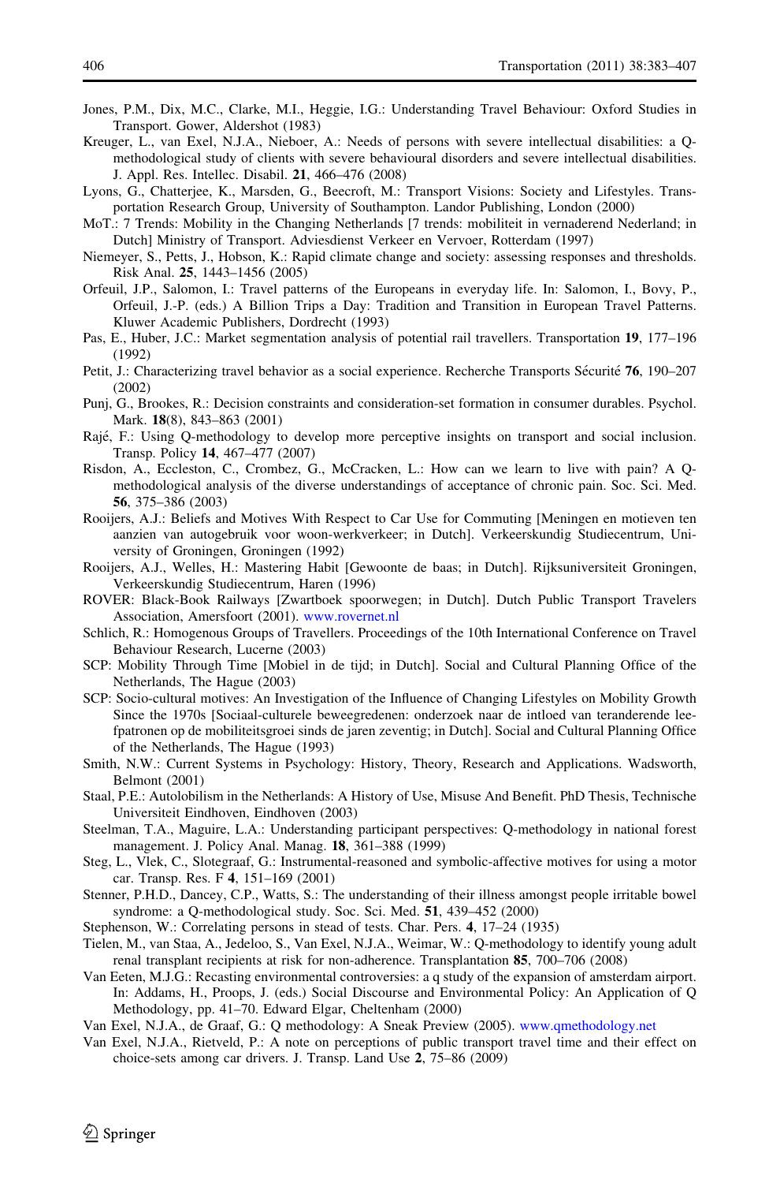Jones, P.M., Dix, M.C., Clarke, M.I., Heggie, I.G.: Understanding Travel Behaviour: Oxford Studies in Transport. Gower, Aldershot (1983)

Kreuger, L., van Exel, N.J.A., Nieboer, A.: Needs of persons with severe intellectual disabilities: a Q-methodological study of clients with severe behavioural disorders and severe intellectual disabilities. J. Appl. Res. Intellec. Disabil. **21**, 466–476 (2008)

Lyons, G., Chatterjee, K., Marsden, G., Beecroft, M.: Transport Visions: Society and Lifestyles. Transportation Research Group, University of Southampton. Landor Publishing, London (2000)

MoT.: 7 Trends: Mobility in the Changing Netherlands [7 trends: mobiliteit in vernaderend Nederland; in Dutch] Ministry of Transport. Adviesdienst Verkeer en Vervoer, Rotterdam (1997)

Niemeyer, S., Petts, J., Hobson, K.: Rapid climate change and society: assessing responses and thresholds. Risk Anal. **25**, 1443–1456 (2005)

Orfeuil, J.P., Salomon, I.: Travel patterns of the Europeans in everyday life. In: Salomon, I., Bovy, P., Orfeuil, J.-P. (eds.) A Billion Trips a Day: Tradition and Transition in European Travel Patterns. Kluwer Academic Publishers, Dordrecht (1993)

Pas, E., Huber, J.C.: Market segmentation analysis of potential rail travellers. Transportation **19**, 177–196 (1992)

Petit, J.: Characterizing travel behavior as a social experience. Recherche Transports Sécurité **76**, 190–207 (2002)

Punj, G., Brookes, R.: Decision constraints and consideration-set formation in consumer durables. Psychol. Mark. **18**(8), 843–863 (2001)

Rajé, F.: Using Q-methodology to develop more perceptive insights on transport and social inclusion. Transp. Policy **14**, 467–477 (2007)

Risdon, A., Eccleston, C., Crombez, G., McCracken, L.: How can we learn to live with pain? A Q-methodological analysis of the diverse understandings of acceptance of chronic pain. Soc. Sci. Med. **56**, 375–386 (2003)

Rooijers, A.J.: Beliefs and Motives With Respect to Car Use for Commuting [Meningen en motieven ten aanzien van autogebruik voor woon-werkverkeer; in Dutch]. Verkeerskundig Studiecentrum, University of Groningen, Groningen (1992)

Rooijers, A.J., Welles, H.: Mastering Habit [Gewoonte de baas; in Dutch]. Rijksuniversiteit Groningen, Verkeerskundig Studiecentrum, Haren (1996)

ROVER: Black-Book Railways [Zwartboek spoorwegen; in Dutch]. Dutch Public Transport Travelers Association, Amersfoort (2001). www.rovernet.nl

Schlich, R.: Homogenous Groups of Travellers. Proceedings of the 10th International Conference on Travel Behaviour Research, Lucerne (2003)

SCP: Mobility Through Time [Mobiel in de tijd; in Dutch]. Social and Cultural Planning Office of the Netherlands, The Hague (2003)

SCP: Socio-cultural motives: An Investigation of the Influence of Changing Lifestyles on Mobility Growth Since the 1970s [Sociaal-culturele beweegredenen: onderzoek naar de intloed van teranderende leefpatronen op de mobiliteitsgroei sinds de jaren zeventig; in Dutch]. Social and Cultural Planning Office of the Netherlands, The Hague (1993)

Smith, N.W.: Current Systems in Psychology: History, Theory, Research and Applications. Wadsworth, Belmont (2001)

Staal, P.E.: Autolobilism in the Netherlands: A History of Use, Misuse And Benefit. PhD Thesis, Technische Universiteit Eindhoven, Eindhoven (2003)

Steelman, T.A., Maguire, L.A.: Understanding participant perspectives: Q-methodology in national forest management. J. Policy Anal. Manag. **18**, 361–388 (1999)

Steg, L., Vlek, C., Slotegraaf, G.: Instrumental-reasoned and symbolic-affective motives for using a motor car. Transp. Res. F **4**, 151–169 (2001)

Stenner, P.H.D., Dancey, C.P., Watts, S.: The understanding of their illness amongst people irritable bowel syndrome: a Q-methodological study. Soc. Sci. Med. **51**, 439–452 (2000)

Stephenson, W.: Correlating persons in stead of tests. Char. Pers. **4**, 17–24 (1935)

Tielen, M., van Staa, A., Jedeloo, S., Van Exel, N.J.A., Weimar, W.: Q-methodology to identify young adult renal transplant recipients at risk for non-adherence. Transplantation **85**, 700–706 (2008)

Van Eeten, M.J.G.: Recasting environmental controversies: a q study of the expansion of amsterdam airport. In: Addams, H., Proops, J. (eds.) Social Discourse and Environmental Policy: An Application of Q Methodology, pp. 41–70. Edward Elgar, Cheltenham (2000)

Van Exel, N.J.A., de Graaf, G.: Q methodology: A Sneak Preview (2005). www.qmethodology.net

Van Exel, N.J.A., Rietveld, P.: A note on perceptions of public transport travel time and their effect on choice-sets among car drivers. J. Transp. Land Use **2**, 75–86 (2009)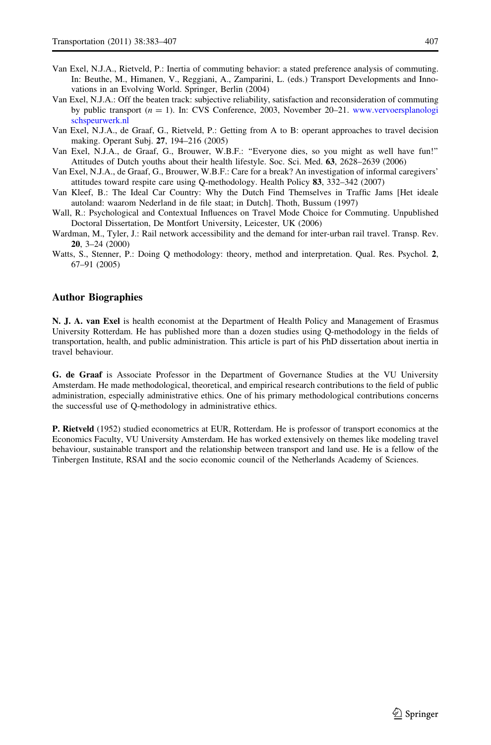Van Exel, N.J.A., Rietveld, P.: Inertia of commuting behavior: a stated preference analysis of commuting. In: Beuthe, M., Himanen, V., Reggiani, A., Zamparini, L. (eds.) Transport Developments and Innovations in an Evolving World. Springer, Berlin (2004)

Van Exel, N.J.A.: Off the beaten track: subjective reliability, satisfaction and reconsideration of commuting by public transport ($n = 1$). In: CVS Conference, 2003, November 20–21. www.vervoersplanologischspeurwerk.nl

Van Exel, N.J.A., de Graaf, G., Rietveld, P.: Getting from A to B: operant approaches to travel decision making. Operant Subj. **27**, 194–216 (2005)

Van Exel, N.J.A., de Graaf, G., Brouwer, W.B.F.: "Everyone dies, so you might as well have fun!" Attitudes of Dutch youths about their health lifestyle. Soc. Sci. Med. **63**, 2628–2639 (2006)

Van Exel, N.J.A., de Graaf, G., Brouwer, W.B.F.: Care for a break? An investigation of informal caregivers' attitudes toward respite care using Q-methodology. Health Policy **83**, 332–342 (2007)

Van Kleef, B.: The Ideal Car Country: Why the Dutch Find Themselves in Traffic Jams [Het ideale autoland: waarom Nederland in de file staat; in Dutch]. Thoth, Bussum (1997)

Wall, R.: Psychological and Contextual Influences on Travel Mode Choice for Commuting. Unpublished Doctoral Dissertation, De Montfort University, Leicester, UK (2006)

Wardman, M., Tyler, J.: Rail network accessibility and the demand for inter-urban rail travel. Transp. Rev. **20**, 3–24 (2000)

Watts, S., Stenner, P.: Doing Q methodology: theory, method and interpretation. Qual. Res. Psychol. **2**, 67–91 (2005)

## Author Biographies

**N. J. A. van Exel** is health economist at the Department of Health Policy and Management of Erasmus University Rotterdam. He has published more than a dozen studies using Q-methodology in the fields of transportation, health, and public administration. This article is part of his PhD dissertation about inertia in travel behaviour.

**G. de Graaf** is Associate Professor in the Department of Governance Studies at the VU University Amsterdam. He made methodological, theoretical, and empirical research contributions to the field of public administration, especially administrative ethics. One of his primary methodological contributions concerns the successful use of Q-methodology in administrative ethics.

**P. Rietveld** (1952) studied econometrics at EUR, Rotterdam. He is professor of transport economics at the Economics Faculty, VU University Amsterdam. He has worked extensively on themes like modeling travel behaviour, sustainable transport and the relationship between transport and land use. He is a fellow of the Tinbergen Institute, RSAI and the socio economic council of the Netherlands Academy of Sciences.